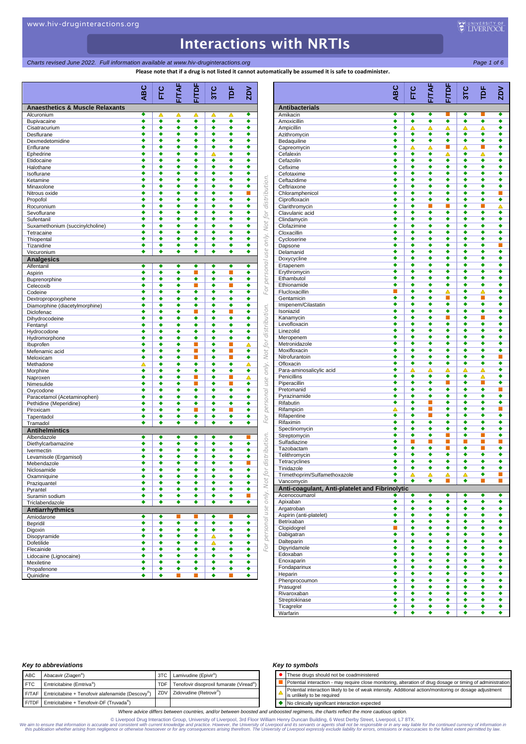# Interactions with NRTIs

*Charts revised June 2022. Full information available at www.hiv-druginteractions.org*

**Please note that if a drug is not listed it cannot automatically be assumed it is safe to coadminister.**

Symbols used in tables: ● = These drugs should not be coadministered; ■ = Potential interaction; △ = Potential interaction likely to be of weak intensity; ◆ = No clinically significant interaction expected

| | ABC | FTC | F/TAF | F/TDF | 3TC | TDF | ZDV |
|---|---|---|---|---|---|---|---|
| **Anaesthetics & Muscle Relaxants** | | | | | | | |
| Alcuronium | ◆ | △ | △ | △ | △ | △ | ◆ |
| Bupivacaine | ◆ | ◆ | ◆ | ◆ | ◆ | ◆ | ◆ |
| Cisatracurium | ◆ | ◆ | ◆ | ◆ | ◆ | ◆ | ◆ |
| Desflurane | ◆ | ◆ | ◆ | ◆ | ◆ | ◆ | ◆ |
| Dexmedetomidine | ◆ | ◆ | ◆ | ◆ | ◆ | ◆ | ◆ |
| Enflurane | ◆ | ◆ | ◆ | ◆ | ◆ | ◆ | ◆ |
| Ephedrine | ◆ | ◆ | ◆ | ◆ | △ | ◆ | ◆ |
| Etidocaine | ◆ | ◆ | ◆ | ◆ | ◆ | ◆ | ◆ |
| Halothane | ◆ | ◆ | ◆ | ◆ | ◆ | ◆ | ◆ |
| Isoflurane | ◆ | ◆ | ◆ | ◆ | ◆ | ◆ | ◆ |
| Ketamine | ◆ | ◆ | ◆ | ◆ | ◆ | ◆ | ◆ |
| Minaxolone | ◆ | ◆ | ◆ | ◆ | ◆ | ◆ | ◆ |
| Nitrous oxide | ◆ | ◆ | ◆ | ◆ | ◆ | ◆ | ■ |
| Propofol | ◆ | ◆ | ◆ | ◆ | ◆ | ◆ | ◆ |
| Rocuronium | ◆ | ◆ | ◆ | ◆ | ◆ | ◆ | ◆ |
| Sevoflurane | ◆ | ◆ | ◆ | ◆ | ◆ | ◆ | ◆ |
| Sufentanil | ◆ | ◆ | ◆ | ◆ | ◆ | ◆ | ◆ |
| Suxamethonium (succinylcholine) | ◆ | ◆ | ◆ | ◆ | ◆ | ◆ | ◆ |
| Tetracaine | ◆ | ◆ | ◆ | ◆ | ◆ | ◆ | ◆ |
| Thiopental | ◆ | ◆ | ◆ | ◆ | ◆ | ◆ | ◆ |
| Tizanidine | ◆ | ◆ | ◆ | ◆ | ◆ | ◆ | ◆ |
| Vecuronium | ◆ | ◆ | ◆ | ◆ | ◆ | ◆ | ◆ |
| **Analgesics** | | | | | | | |
| Alfentanil | ◆ | ◆ | ◆ | ◆ | ◆ | ◆ | ◆ |
| Aspirin | ◆ | ◆ | ◆ | ■ | ◆ | ■ | ◆ |
| Buprenorphine | ◆ | ◆ | ◆ | ◆ | ◆ | ◆ | ◆ |
| Celecoxib | ◆ | ◆ | ◆ | ■ | ◆ | ■ | ◆ |
| Codeine | ◆ | ◆ | ◆ | ◆ | ◆ | ◆ | ◆ |
| Dextropropoxyphene | ◆ | ◆ | ◆ | ◆ | ◆ | ◆ | ◆ |
| Diamorphine (diacetylmorphine) | ◆ | ◆ | ◆ | ◆ | ◆ | ◆ | ◆ |
| Diclofenac | ◆ | ◆ | ◆ | ■ | ◆ | ■ | ◆ |
| Dihydrocodeine | ◆ | ◆ | ◆ | ◆ | ◆ | ◆ | ◆ |
| Fentanyl | ◆ | ◆ | ◆ | ◆ | ◆ | ◆ | ◆ |
| Hydrocodone | ◆ | ◆ | ◆ | ◆ | ◆ | ◆ | ◆ |
| Hydromorphone | ◆ | ◆ | ◆ | ◆ | ◆ | ◆ | ◆ |
| Ibuprofen | ◆ | ◆ | ◆ | ■ | ◆ | ■ | △ |
| Mefenamic acid | ◆ | ◆ | ◆ | ■ | ◆ | ■ | ◆ |
| Meloxicam | ◆ | ◆ | ◆ | ■ | ◆ | ■ | ◆ |
| Methadone | △ | ◆ | ◆ | ◆ | ◆ | ◆ | △ |
| Morphine | ◆ | ◆ | ◆ | ◆ | ◆ | ◆ | ◆ |
| Naproxen | ◆ | ◆ | ◆ | ■ | ◆ | ■ | △ |
| Nimesulide | ◆ | ◆ | ◆ | ■ | ◆ | ■ | ◆ |
| Oxycodone | ◆ | ◆ | ◆ | ◆ | ◆ | ◆ | ◆ |
| Paracetamol (Acetaminophen) | ◆ | ◆ | ◆ | ◆ | ◆ | ◆ | ◆ |
| Pethidine (Meperidine) | ◆ | ◆ | ◆ | ◆ | ◆ | ◆ | ◆ |
| Piroxicam | ◆ | ◆ | ◆ | ■ | ◆ | ■ | ◆ |
| Tapentadol | ◆ | ◆ | ◆ | ◆ | ◆ | ◆ | ◆ |
| Tramadol | ◆ | ◆ | ◆ | ◆ | ◆ | ◆ | ◆ |
| **Antihelmintics** | | | | | | | |
| Albendazole | ◆ | ◆ | ◆ | ◆ | ◆ | ◆ | ■ |
| Diethylcarbamazine | ◆ | ◆ | ◆ | ◆ | ◆ | ◆ | ◆ |
| Ivermectin | ◆ | ◆ | ◆ | ◆ | ◆ | ◆ | ◆ |
| Levamisole (Ergamisol) | ◆ | ◆ | ◆ | ◆ | ◆ | ◆ | ◆ |
| Mebendazole | ◆ | ◆ | ◆ | ◆ | ◆ | ◆ | ■ |
| Niclosamide | ◆ | ◆ | ◆ | ◆ | ◆ | ◆ | ◆ |
| Oxamniquine | ◆ | ◆ | ◆ | ◆ | ◆ | ◆ | ◆ |
| Praziquantel | ◆ | ◆ | ◆ | ◆ | ◆ | ◆ | ◆ |
| Pyrantel | ◆ | ◆ | ◆ | ◆ | ◆ | ◆ | ◆ |
| Suramin sodium | ◆ | ◆ | ◆ | ◆ | ◆ | ◆ | ■ |
| Triclabendazole | ◆ | ◆ | ◆ | ◆ | ◆ | ◆ | ◆ |
| **Antiarrhythmics** | | | | | | | |
| Amiodarone | ◆ | ◆ | ■ | ■ | ◆ | ■ | ◆ |
| Bepridil | ◆ | ◆ | ◆ | ◆ | ◆ | ◆ | ◆ |
| Digoxin | ◆ | ◆ | ◆ | ◆ | ◆ | ◆ | ◆ |
| Disopyramide | ◆ | ◆ | ◆ | ◆ | △ | ◆ | ◆ |
| Dofetilide | ◆ | ◆ | ◆ | ◆ | △ | ◆ | ◆ |
| Flecainide | ◆ | ◆ | ◆ | ◆ | ◆ | ◆ | ◆ |
| Lidocaine (Lignocaine) | ◆ | ◆ | ◆ | ◆ | ◆ | ◆ | ◆ |
| Mexiletine | ◆ | ◆ | ◆ | ◆ | ◆ | ◆ | ◆ |
| Propafenone | ◆ | ◆ | ◆ | ◆ | ◆ | ◆ | ◆ |
| Quinidine | ◆ | ◆ | ■ | ■ | ◆ | ■ | ◆ |

| | ABC | FTC | F/TAF | F/TDF | 3TC | TDF | ZDV |
|---|---|---|---|---|---|---|---|
| **Antibacterials** | | | | | | | |
| Amikacin | ◆ | ◆ | ◆ | ■ | ◆ | ■ | ◆ |
| Amoxicillin | ◆ | ◆ | ◆ | ◆ | ◆ | ◆ | ◆ |
| Ampicillin | ◆ | △ | △ | △ | △ | △ | ◆ |
| Azithromycin | ◆ | ◆ | ◆ | ◆ | ◆ | ◆ | ◆ |
| Bedaquiline | ◆ | ◆ | ◆ | ◆ | ◆ | ◆ | ◆ |
| Capreomycin | ◆ | △ | △ | ■ | △ | ■ | ◆ |
| Cefalexin | ◆ | ◆ | ◆ | △ | ◆ | △ | ◆ |
| Cefazolin | ◆ | ◆ | ◆ | ◆ | ◆ | ◆ | ◆ |
| Cefixime | ◆ | ◆ | ◆ | ◆ | ◆ | ◆ | ◆ |
| Cefotaxime | ◆ | ◆ | ◆ | ◆ | ◆ | ◆ | ◆ |
| Ceftazidime | ◆ | ◆ | ◆ | ◆ | ◆ | ◆ | ◆ |
| Ceftriaxone | ◆ | ◆ | ◆ | ◆ | ◆ | ◆ | ◆ |
| Chloramphenicol | ◆ | ◆ | ◆ | ◆ | ◆ | ◆ | ■ |
| Ciprofloxacin | ◆ | ◆ | ◆ | ◆ | ◆ | ◆ | ◆ |
| Clarithromycin | ◆ | ◆ | ■ | ■ | ◆ | ■ | △ |
| Clavulanic acid | ◆ | ◆ | ◆ | ◆ | ◆ | ◆ | ◆ |
| Clindamycin | ◆ | ◆ | ◆ | ◆ | ◆ | ◆ | ◆ |
| Clofazimine | ◆ | ◆ | ◆ | ◆ | ◆ | ◆ | ◆ |
| Cloxacillin | ◆ | ◆ | ◆ | ◆ | ◆ | ◆ | ◆ |
| Cycloserine | ◆ | ◆ | ◆ | ◆ | ◆ | ◆ | ◆ |
| Dapsone | ◆ | ◆ | ◆ | ◆ | ◆ | ◆ | ■ |
| Delamanid | ◆ | ◆ | ◆ | ◆ | ◆ | ◆ | ◆ |
| Doxycycline | ◆ | ◆ | ◆ | ◆ | ◆ | ◆ | ◆ |
| Ertapenem | ◆ | ◆ | ◆ | ◆ | ◆ | ◆ | ◆ |
| Erythromycin | ◆ | ◆ | ◆ | ◆ | ◆ | ◆ | ◆ |
| Ethambutol | ◆ | ◆ | ◆ | ◆ | ◆ | ◆ | ◆ |
| Ethionamide | ◆ | ◆ | ◆ | ◆ | ◆ | ◆ | ◆ |
| Flucloxacillin | ■ | ◆ | ◆ | △ | ◆ | △ | ◆ |
| Gentamicin | ◆ | ◆ | ◆ | ■ | ◆ | ■ | ◆ |
| Imipenem/Cilastatin | ◆ | ◆ | ◆ | ◆ | ◆ | ◆ | ◆ |
| Isoniazid | ◆ | ◆ | ◆ | ◆ | ◆ | ◆ | ◆ |
| Kanamycin | ◆ | ◆ | ◆ | ■ | ◆ | ■ | ◆ |
| Levofloxacin | ◆ | ◆ | ◆ | ◆ | ◆ | ◆ | ◆ |
| Linezolid | ◆ | ◆ | ◆ | ◆ | ◆ | ◆ | ◆ |
| Meropenem | ◆ | ◆ | ◆ | ◆ | ◆ | ◆ | ◆ |
| Metronidazole | ◆ | ◆ | ◆ | ◆ | ◆ | ◆ | ◆ |
| Moxifloxacin | ◆ | ◆ | ◆ | ◆ | ◆ | ◆ | ◆ |
| Nitrofurantoin | ◆ | ◆ | ◆ | ◆ | ◆ | ◆ | ■ |
| Ofloxacin | ◆ | ◆ | ◆ | ◆ | ◆ | ◆ | ◆ |
| Para-aminosalicylic acid | ◆ | △ | △ | △ | △ | △ | ◆ |
| Penicillins | ◆ | ◆ | ◆ | ◆ | ◆ | △ | ◆ |
| Piperacillin | ◆ | ◆ | ◆ | ■ | ◆ | ■ | ◆ |
| Pretomanid | ◆ | ◆ | ◆ | ◆ | ◆ | ◆ | ■ |
| Pyrazinamide | ◆ | ◆ | ◆ | ◆ | ◆ | ◆ | ◆ |
| Rifabutin | ◆ | ◆ | ■ | ◆ | ◆ | ◆ | ◆ |
| Rifampicin | △ | ◆ | ■ | ◆ | ◆ | ◆ | ■ |
| Rifapentine | ◆ | ◆ | ■ | ◆ | ◆ | ◆ | ◆ |
| Rifaximin | ◆ | ◆ | ◆ | ◆ | ◆ | ◆ | ◆ |
| Spectinomycin | ◆ | ◆ | ◆ | ◆ | ◆ | ◆ | ◆ |
| Streptomycin | ◆ | ◆ | ◆ | ■ | ◆ | ■ | ◆ |
| Sulfadiazine | ◆ | ■ | ■ | ■ | ■ | ■ | ■ |
| Tazobactam | ◆ | ◆ | ◆ | ■ | ◆ | ■ | ◆ |
| Telithromycin | ◆ | ◆ | ◆ | ◆ | ◆ | ◆ | ◆ |
| Tetracyclines | ◆ | ◆ | ◆ | ◆ | ◆ | ◆ | ◆ |
| Tinidazole | ◆ | ◆ | ◆ | ◆ | ◆ | ◆ | ◆ |
| Trimethoprim/Sulfamethoxazole | ◆ | △ | △ | △ | △ | ◆ | ■ |
| Vancomycin | ◆ | ◆ | ◆ | ■ | ◆ | ■ | ■ |
| **Anti-coagulant, Anti-platelet and Fibrinolytic** | | | | | | | |
| Acenocoumarol | ◆ | ◆ | ◆ | ◆ | ◆ | ◆ | ◆ |
| Apixaban | ◆ | ◆ | ◆ | ◆ | ◆ | ◆ | ◆ |
| Argatroban | ◆ | ◆ | ◆ | ◆ | ◆ | ◆ | ◆ |
| Aspirin (anti-platelet) | ◆ | ◆ | ◆ | ◆ | ◆ | ◆ | ◆ |
| Betrixaban | ◆ | ◆ | ◆ | ◆ | ◆ | ◆ | ◆ |
| Clopidogrel | ■ | ◆ | ◆ | ◆ | ◆ | ◆ | ◆ |
| Dabigatran | ◆ | ◆ | ◆ | ◆ | ◆ | ◆ | ◆ |
| Dalteparin | ◆ | ◆ | ◆ | ◆ | ◆ | ◆ | ◆ |
| Dipyridamole | ◆ | ◆ | ◆ | ◆ | ◆ | ◆ | ◆ |
| Edoxaban | ◆ | ◆ | ◆ | ◆ | ◆ | ◆ | ◆ |
| Enoxaparin | ◆ | ◆ | ◆ | ◆ | ◆ | ◆ | ◆ |
| Fondaparinux | ◆ | ◆ | ◆ | ◆ | ◆ | ◆ | ◆ |
| Heparin | ◆ | ◆ | ◆ | ◆ | ◆ | ◆ | ◆ |
| Phenprocoumon | ◆ | ◆ | ◆ | ◆ | ◆ | ◆ | ◆ |
| Prasugrel | ◆ | ◆ | ◆ | ◆ | ◆ | ◆ | ◆ |
| Rivaroxaban | ◆ | ◆ | ◆ | ◆ | ◆ | ◆ | ◆ |
| Streptokinase | ◆ | ◆ | ◆ | ◆ | ◆ | ◆ | ◆ |
| Ticagrelor | ◆ | ◆ | ◆ | ◆ | ◆ | ◆ | ◆ |
| Warfarin | ◆ | ◆ | ◆ | ◆ | ◆ | ◆ | ◆ |

### Key to abbreviations

| | | | |
|---|---|---|---|
| ABC | Abacavir (Ziagen®) | 3TC | Lamivudine (Epivir®) |
| FTC | Emtricitabine (Emtriva®) | TDF | Tenofovir disoproxil fumarate (Viread®) |
| F/TAF | Emtricitabine + Tenofovir alafenamide (Descovy®) | ZDV | Zidovudine (Retrovir®) |
| F/TDF | Emtricitabine + Tenofovir-DF (Truvada®) | | |

### Key to symbols

| Symbol | Meaning |
|---|---|
| ● | These drugs should not be coadministered |
| ■ | Potential interaction - may require close monitoring, alteration of drug dosage or timing of administration |
| △ | Potential interaction likely to be of weak intensity. Additional action/monitoring or dosage adjustment is unlikely to be required |
| ◆ | No clinically significant interaction expected |

*Where advice differs between countries, and/or between boosted and unboosted regimens, the charts reflect the more cautious option.*

© Liverpool Drug Interaction Group, University of Liverpool, 3rd Floor William Henry Duncan Building, 6 West Derby Street, Liverpool, L7 8TX.

We aim to ensure that information is accurate and consistent with current knowledge and practice. However, the University of Liverpool and its servants or agents shall not be responsible or in any way liable for the continued currency of information in this publication whether arising from negligence or otherwise howsoever or for any consequences arising therefrom. The University of Liverpool expressly exclude liability for errors, omissions or inaccuracies to the fullest extent permitted by law.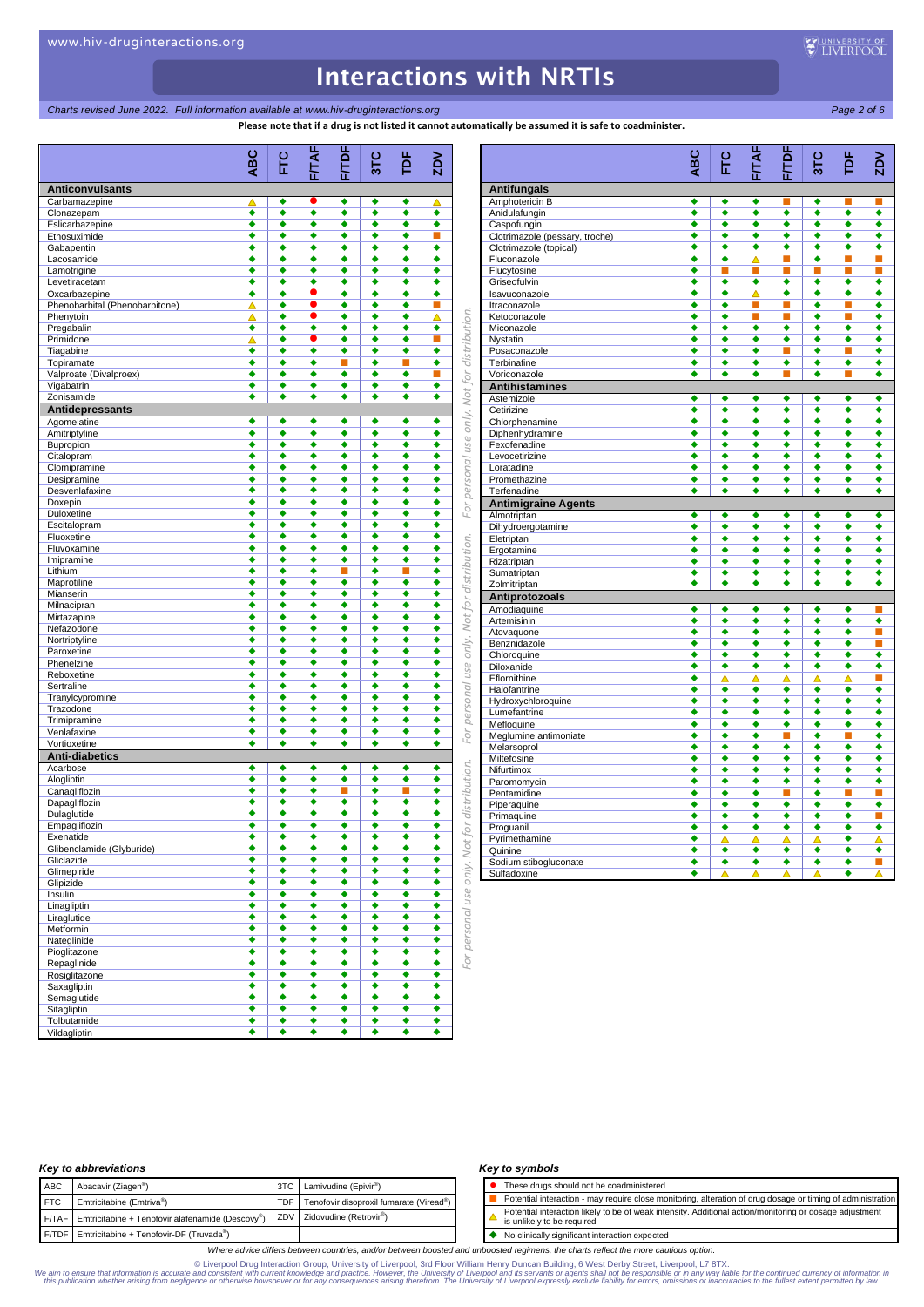# Interactions with NRTIs

*Charts revised June 2022. Full information available at www.hiv-druginteractions.org*

**Please note that if a drug is not listed it cannot automatically be assumed it is safe to coadminister.**

| | ABC | FTC | F/TAF | F/TDF | 3TC | TDF | ZDV |
|---|---|---|---|---|---|---|---|
| **Anticonvulsants** | | | | | | | |
| Carbamazepine | △ | ◆ | ● | ◆ | ◆ | ◆ | △ |
| Clonazepam | ◆ | ◆ | ◆ | ◆ | ◆ | ◆ | ◆ |
| Eslicarbazepine | ◆ | ◆ | ◆ | ◆ | ◆ | ◆ | ◆ |
| Ethosuximide | ◆ | ◆ | ◆ | ◆ | ◆ | ◆ | ■ |
| Gabapentin | ◆ | ◆ | ◆ | ◆ | ◆ | ◆ | ◆ |
| Lacosamide | ◆ | ◆ | ◆ | ◆ | ◆ | ◆ | ◆ |
| Lamotrigine | ◆ | ◆ | ◆ | ◆ | ◆ | ◆ | ◆ |
| Levetiracetam | ◆ | ◆ | ◆ | ◆ | ◆ | ◆ | ◆ |
| Oxcarbazepine | ◆ | ◆ | ● | ◆ | ◆ | ◆ | ◆ |
| Phenobarbital (Phenobarbitone) | △ | ◆ | ● | ◆ | ◆ | ◆ | ■ |
| Phenytoin | △ | ◆ | ● | ◆ | ◆ | ◆ | △ |
| Pregabalin | ◆ | ◆ | ◆ | ◆ | ◆ | ◆ | ◆ |
| Primidone | △ | ◆ | ● | ◆ | ◆ | ◆ | ■ |
| Tiagabine | ◆ | ◆ | ◆ | ◆ | ◆ | ◆ | ◆ |
| Topiramate | ◆ | ◆ | ◆ | ■ | ◆ | ■ | ◆ |
| Valproate (Divalproex) | ◆ | ◆ | ◆ | ◆ | ◆ | ◆ | ■ |
| Vigabatrin | ◆ | ◆ | ◆ | ◆ | ◆ | ◆ | ◆ |
| Zonisamide | ◆ | ◆ | ◆ | ◆ | ◆ | ◆ | ◆ |
| **Antidepressants** | | | | | | | |
| Agomelatine | ◆ | ◆ | ◆ | ◆ | ◆ | ◆ | ◆ |
| Amitriptyline | ◆ | ◆ | ◆ | ◆ | ◆ | ◆ | ◆ |
| Bupropion | ◆ | ◆ | ◆ | ◆ | ◆ | ◆ | ◆ |
| Citalopram | ◆ | ◆ | ◆ | ◆ | ◆ | ◆ | ◆ |
| Clomipramine | ◆ | ◆ | ◆ | ◆ | ◆ | ◆ | ◆ |
| Desipramine | ◆ | ◆ | ◆ | ◆ | ◆ | ◆ | ◆ |
| Desvenlafaxine | ◆ | ◆ | ◆ | ◆ | ◆ | ◆ | ◆ |
| Doxepin | ◆ | ◆ | ◆ | ◆ | ◆ | ◆ | ◆ |
| Duloxetine | ◆ | ◆ | ◆ | ◆ | ◆ | ◆ | ◆ |
| Escitalopram | ◆ | ◆ | ◆ | ◆ | ◆ | ◆ | ◆ |
| Fluoxetine | ◆ | ◆ | ◆ | ◆ | ◆ | ◆ | ◆ |
| Fluvoxamine | ◆ | ◆ | ◆ | ◆ | ◆ | ◆ | ◆ |
| Imipramine | ◆ | ◆ | ◆ | ◆ | ◆ | ◆ | ◆ |
| Lithium | ◆ | ◆ | ◆ | ■ | ◆ | ■ | ◆ |
| Maprotiline | ◆ | ◆ | ◆ | ◆ | ◆ | ◆ | ◆ |
| Mianserin | ◆ | ◆ | ◆ | ◆ | ◆ | ◆ | ◆ |
| Milnacipran | ◆ | ◆ | ◆ | ◆ | ◆ | ◆ | ◆ |
| Mirtazapine | ◆ | ◆ | ◆ | ◆ | ◆ | ◆ | ◆ |
| Nefazodone | ◆ | ◆ | ◆ | ◆ | ◆ | ◆ | ◆ |
| Nortriptyline | ◆ | ◆ | ◆ | ◆ | ◆ | ◆ | ◆ |
| Paroxetine | ◆ | ◆ | ◆ | ◆ | ◆ | ◆ | ◆ |
| Phenelzine | ◆ | ◆ | ◆ | ◆ | ◆ | ◆ | ◆ |
| Reboxetine | ◆ | ◆ | ◆ | ◆ | ◆ | ◆ | ◆ |
| Sertraline | ◆ | ◆ | ◆ | ◆ | ◆ | ◆ | ◆ |
| Tranylcypromine | ◆ | ◆ | ◆ | ◆ | ◆ | ◆ | ◆ |
| Trazodone | ◆ | ◆ | ◆ | ◆ | ◆ | ◆ | ◆ |
| Trimipramine | ◆ | ◆ | ◆ | ◆ | ◆ | ◆ | ◆ |
| Venlafaxine | ◆ | ◆ | ◆ | ◆ | ◆ | ◆ | ◆ |
| Vortioxetine | ◆ | ◆ | ◆ | ◆ | ◆ | ◆ | ◆ |
| **Anti-diabetics** | | | | | | | |
| Acarbose | ◆ | ◆ | ◆ | ◆ | ◆ | ◆ | ◆ |
| Alogliptin | ◆ | ◆ | ◆ | ◆ | ◆ | ◆ | ◆ |
| Canagliflozin | ◆ | ◆ | ◆ | ■ | ◆ | ■ | ◆ |
| Dapagliflozin | ◆ | ◆ | ◆ | ◆ | ◆ | ◆ | ◆ |
| Dulaglutide | ◆ | ◆ | ◆ | ◆ | ◆ | ◆ | ◆ |
| Empagliflozin | ◆ | ◆ | ◆ | ◆ | ◆ | ◆ | ◆ |
| Exenatide | ◆ | ◆ | ◆ | ◆ | ◆ | ◆ | ◆ |
| Glibenclamide (Glyburide) | ◆ | ◆ | ◆ | ◆ | ◆ | ◆ | ◆ |
| Gliclazide | ◆ | ◆ | ◆ | ◆ | ◆ | ◆ | ◆ |
| Glimepiride | ◆ | ◆ | ◆ | ◆ | ◆ | ◆ | ◆ |
| Glipizide | ◆ | ◆ | ◆ | ◆ | ◆ | ◆ | ◆ |
| Insulin | ◆ | ◆ | ◆ | ◆ | ◆ | ◆ | ◆ |
| Linagliptin | ◆ | ◆ | ◆ | ◆ | ◆ | ◆ | ◆ |
| Liraglutide | ◆ | ◆ | ◆ | ◆ | ◆ | ◆ | ◆ |
| Metformin | ◆ | ◆ | ◆ | ◆ | ◆ | ◆ | ◆ |
| Nateglinide | ◆ | ◆ | ◆ | ◆ | ◆ | ◆ | ◆ |
| Pioglitazone | ◆ | ◆ | ◆ | ◆ | ◆ | ◆ | ◆ |
| Repaglinide | ◆ | ◆ | ◆ | ◆ | ◆ | ◆ | ◆ |
| Rosiglitazone | ◆ | ◆ | ◆ | ◆ | ◆ | ◆ | ◆ |
| Saxagliptin | ◆ | ◆ | ◆ | ◆ | ◆ | ◆ | ◆ |
| Semaglutide | ◆ | ◆ | ◆ | ◆ | ◆ | ◆ | ◆ |
| Sitagliptin | ◆ | ◆ | ◆ | ◆ | ◆ | ◆ | ◆ |
| Tolbutamide | ◆ | ◆ | ◆ | ◆ | ◆ | ◆ | ◆ |
| Vildagliptin | ◆ | ◆ | ◆ | ◆ | ◆ | ◆ | ◆ |
| **Antifungals** | | | | | | | |
| Amphotericin B | ◆ | ◆ | ◆ | ■ | ◆ | ■ | ■ |
| Anidulafungin | ◆ | ◆ | ◆ | ◆ | ◆ | ◆ | ◆ |
| Caspofungin | ◆ | ◆ | ◆ | ◆ | ◆ | ◆ | ◆ |
| Clotrimazole (pessary, troche) | ◆ | ◆ | ◆ | ◆ | ◆ | ◆ | ◆ |
| Clotrimazole (topical) | ◆ | ◆ | ◆ | ◆ | ◆ | ◆ | ◆ |
| Fluconazole | ◆ | ◆ | △ | ■ | ◆ | ■ | ■ |
| Flucytosine | ◆ | ■ | ■ | ■ | ■ | ■ | ■ |
| Griseofulvin | ◆ | ◆ | ◆ | ◆ | ◆ | ◆ | ◆ |
| Isavuconazole | ◆ | ◆ | △ | ◆ | ◆ | ◆ | ◆ |
| Itraconazole | ◆ | ◆ | ■ | ■ | ◆ | ■ | ◆ |
| Ketoconazole | ◆ | ◆ | ■ | ■ | ◆ | ■ | ◆ |
| Miconazole | ◆ | ◆ | ◆ | ◆ | ◆ | ◆ | ◆ |
| Nystatin | ◆ | ◆ | ◆ | ◆ | ◆ | ◆ | ◆ |
| Posaconazole | ◆ | ◆ | ◆ | ■ | ◆ | ■ | ◆ |
| Terbinafine | ◆ | ◆ | ◆ | ◆ | ◆ | ◆ | ◆ |
| Voriconazole | ◆ | ◆ | ◆ | ■ | ◆ | ■ | ◆ |
| **Antihistamines** | | | | | | | |
| Astemizole | ◆ | ◆ | ◆ | ◆ | ◆ | ◆ | ◆ |
| Cetirizine | ◆ | ◆ | ◆ | ◆ | ◆ | ◆ | ◆ |
| Chlorphenamine | ◆ | ◆ | ◆ | ◆ | ◆ | ◆ | ◆ |
| Diphenhydramine | ◆ | ◆ | ◆ | ◆ | ◆ | ◆ | ◆ |
| Fexofenadine | ◆ | ◆ | ◆ | ◆ | ◆ | ◆ | ◆ |
| Levocetirizine | ◆ | ◆ | ◆ | ◆ | ◆ | ◆ | ◆ |
| Loratadine | ◆ | ◆ | ◆ | ◆ | ◆ | ◆ | ◆ |
| Promethazine | ◆ | ◆ | ◆ | ◆ | ◆ | ◆ | ◆ |
| Terfenadine | ◆ | ◆ | ◆ | ◆ | ◆ | ◆ | ◆ |
| **Antimigraine Agents** | | | | | | | |
| Almotriptan | ◆ | ◆ | ◆ | ◆ | ◆ | ◆ | ◆ |
| Dihydroergotamine | ◆ | ◆ | ◆ | ◆ | ◆ | ◆ | ◆ |
| Eletriptan | ◆ | ◆ | ◆ | ◆ | ◆ | ◆ | ◆ |
| Ergotamine | ◆ | ◆ | ◆ | ◆ | ◆ | ◆ | ◆ |
| Rizatriptan | ◆ | ◆ | ◆ | ◆ | ◆ | ◆ | ◆ |
| Sumatriptan | ◆ | ◆ | ◆ | ◆ | ◆ | ◆ | ◆ |
| Zolmitriptan | ◆ | ◆ | ◆ | ◆ | ◆ | ◆ | ◆ |
| **Antiprotozoals** | | | | | | | |
| Amodiaquine | ◆ | ◆ | ◆ | ◆ | ◆ | ◆ | ■ |
| Artemisinin | ◆ | ◆ | ◆ | ◆ | ◆ | ◆ | ◆ |
| Atovaquone | ◆ | ◆ | ◆ | ◆ | ◆ | ◆ | ■ |
| Benznidazole | ◆ | ◆ | ◆ | ◆ | ◆ | ◆ | ■ |
| Chloroquine | ◆ | ◆ | ◆ | ◆ | ◆ | ◆ | ◆ |
| Diloxanide | ◆ | ◆ | ◆ | ◆ | ◆ | ◆ | ◆ |
| Eflornithine | ◆ | △ | △ | △ | △ | △ | ■ |
| Halofantrine | ◆ | ◆ | ◆ | ◆ | ◆ | ◆ | ◆ |
| Hydroxychloroquine | ◆ | ◆ | ◆ | ◆ | ◆ | ◆ | ◆ |
| Lumefantrine | ◆ | ◆ | ◆ | ◆ | ◆ | ◆ | ◆ |
| Mefloquine | ◆ | ◆ | ◆ | ◆ | ◆ | ◆ | ◆ |
| Meglumine antimoniate | ◆ | ◆ | ◆ | ■ | ◆ | ■ | ◆ |
| Melarsoprol | ◆ | ◆ | ◆ | ◆ | ◆ | ◆ | ◆ |
| Miltefosine | ◆ | ◆ | ◆ | ◆ | ◆ | ◆ | ◆ |
| Nifurtimox | ◆ | ◆ | ◆ | ◆ | ◆ | ◆ | ◆ |
| Paromomycin | ◆ | ◆ | ◆ | ◆ | ◆ | ◆ | ◆ |
| Pentamidine | ◆ | ◆ | ◆ | ■ | ◆ | ■ | ■ |
| Piperaquine | ◆ | ◆ | ◆ | ◆ | ◆ | ◆ | ◆ |
| Primaquine | ◆ | ◆ | ◆ | ◆ | ◆ | ◆ | ■ |
| Proguanil | ◆ | ◆ | ◆ | ◆ | ◆ | ◆ | ◆ |
| Pyrimethamine | ◆ | △ | △ | △ | △ | ◆ | △ |
| Quinine | ◆ | ◆ | ◆ | ◆ | ◆ | ◆ | ◆ |
| Sodium stibogluconate | ◆ | ◆ | ◆ | ◆ | ◆ | ◆ | ■ |
| Sulfadoxine | ◆ | △ | △ | △ | △ | ◆ | △ |

### Key to abbreviations

| | | | |
|---|---|---|---|
| ABC | Abacavir (Ziagen®) | 3TC | Lamivudine (Epivir®) |
| FTC | Emtricitabine (Emtriva®) | TDF | Tenofovir disoproxil fumarate (Viread®) |
| F/TAF | Emtricitabine + Tenofovir alafenamide (Descovy®) | ZDV | Zidovudine (Retrovir®) |
| F/TDF | Emtricitabine + Tenofovir-DF (Truvada®) | | |

### Key to symbols

| Symbol | Meaning |
|---|---|
| ● | These drugs should not be coadministered |
| ■ | Potential interaction - may require close monitoring, alteration of drug dosage or timing of administration |
| △ | Potential interaction likely to be of weak intensity. Additional action/monitoring or dosage adjustment is unlikely to be required |
| ◆ | No clinically significant interaction expected |

*Where advice differs between countries, and/or between boosted and unboosted regimens, the charts reflect the more cautious option.*

© Liverpool Drug Interaction Group, University of Liverpool, 3rd Floor William Henry Duncan Building, 6 West Derby Street, Liverpool, L7 8TX.

We aim to ensure that information is accurate and consistent with current knowledge and practice. However, the University of Liverpool and its servants or agents shall not be responsible or in any way liable for the continued currency of information in this publication whether arising from negligence or otherwise howsoever or for any consequences arising therefrom. The University of Liverpool expressly exclude liability for errors, omissions or inaccuracies to the fullest extent permitted by law.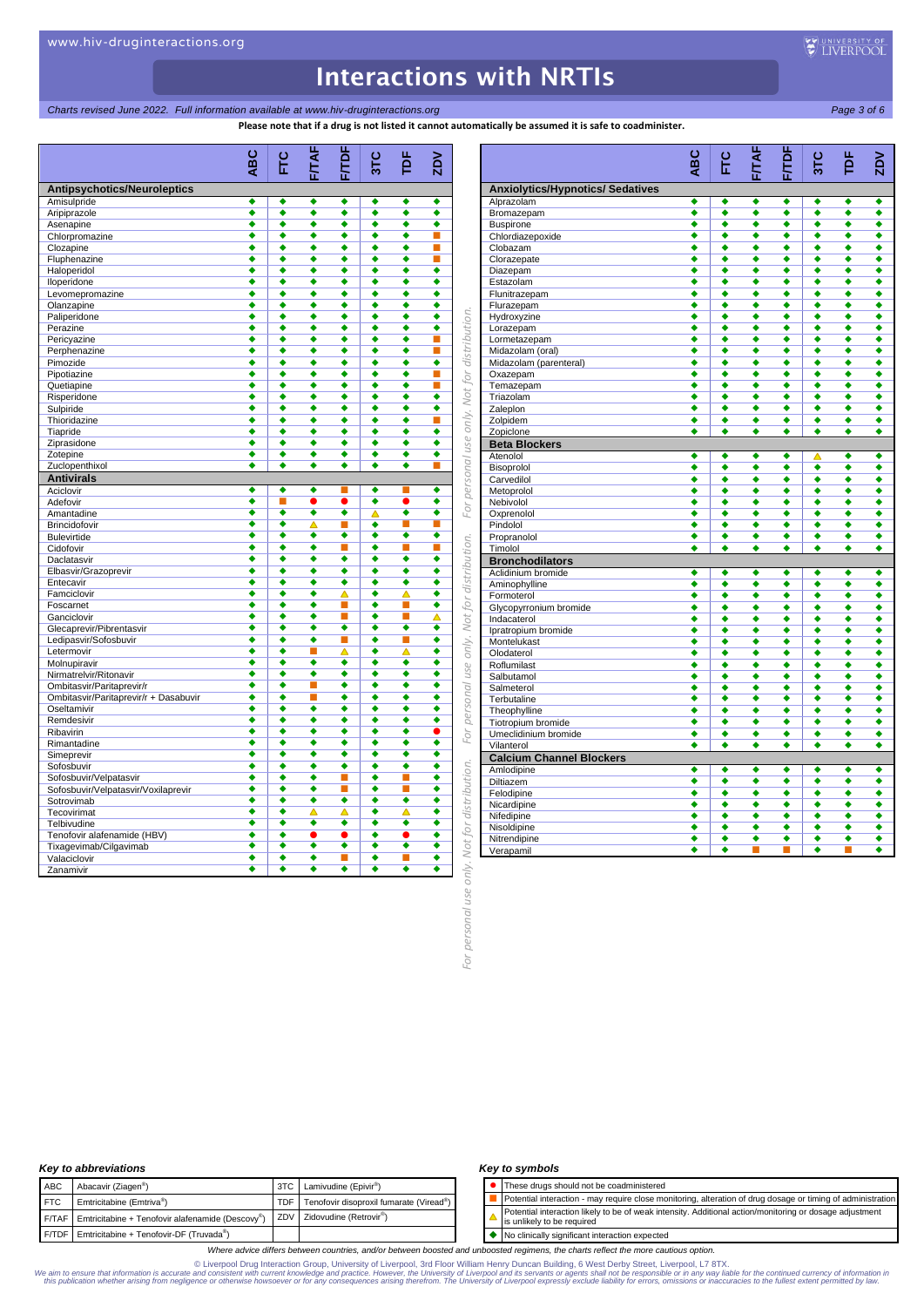# Interactions with NRTIs

*Charts revised June 2022. Full information available at www.hiv-druginteractions.org*

**Please note that if a drug is not listed it cannot automatically be assumed it is safe to coadminister.**

| | ABC | FTC | F/TAF | F/TDF | 3TC | TDF | ZDV |
|---|---|---|---|---|---|---|---|
| **Antipsychotics/Neuroleptics** | | | | | | | |
| Amisulpride | ◆ | ◆ | ◆ | ◆ | ◆ | ◆ | ◆ |
| Aripiprazole | ◆ | ◆ | ◆ | ◆ | ◆ | ◆ | ◆ |
| Asenapine | ◆ | ◆ | ◆ | ◆ | ◆ | ◆ | ◆ |
| Chlorpromazine | ◆ | ◆ | ◆ | ◆ | ◆ | ◆ | ■ |
| Clozapine | ◆ | ◆ | ◆ | ◆ | ◆ | ◆ | ■ |
| Fluphenazine | ◆ | ◆ | ◆ | ◆ | ◆ | ◆ | ■ |
| Haloperidol | ◆ | ◆ | ◆ | ◆ | ◆ | ◆ | ◆ |
| Iloperidone | ◆ | ◆ | ◆ | ◆ | ◆ | ◆ | ◆ |
| Levomepromazine | ◆ | ◆ | ◆ | ◆ | ◆ | ◆ | ◆ |
| Olanzapine | ◆ | ◆ | ◆ | ◆ | ◆ | ◆ | ◆ |
| Paliperidone | ◆ | ◆ | ◆ | ◆ | ◆ | ◆ | ◆ |
| Perazine | ◆ | ◆ | ◆ | ◆ | ◆ | ◆ | ◆ |
| Pericyazine | ◆ | ◆ | ◆ | ◆ | ◆ | ◆ | ■ |
| Perphenazine | ◆ | ◆ | ◆ | ◆ | ◆ | ◆ | ■ |
| Pimozide | ◆ | ◆ | ◆ | ◆ | ◆ | ◆ | ◆ |
| Pipotiazine | ◆ | ◆ | ◆ | ◆ | ◆ | ◆ | ■ |
| Quetiapine | ◆ | ◆ | ◆ | ◆ | ◆ | ◆ | ■ |
| Risperidone | ◆ | ◆ | ◆ | ◆ | ◆ | ◆ | ◆ |
| Sulpiride | ◆ | ◆ | ◆ | ◆ | ◆ | ◆ | ◆ |
| Thioridazine | ◆ | ◆ | ◆ | ◆ | ◆ | ◆ | ■ |
| Tiapride | ◆ | ◆ | ◆ | ◆ | ◆ | ◆ | ◆ |
| Ziprasidone | ◆ | ◆ | ◆ | ◆ | ◆ | ◆ | ◆ |
| Zotepine | ◆ | ◆ | ◆ | ◆ | ◆ | ◆ | ◆ |
| Zuclopenthixol | ◆ | ◆ | ◆ | ◆ | ◆ | ◆ | ■ |
| **Antivirals** | | | | | | | |
| Aciclovir | ◆ | ◆ | ◆ | ■ | ◆ | ■ | ◆ |
| Adefovir | ◆ | ■ | ● | ● | ◆ | ● | ◆ |
| Amantadine | ◆ | ◆ | ◆ | ◆ | △ | ◆ | ◆ |
| Brincidofovir | ◆ | ◆ | △ | ■ | ◆ | ■ | ■ |
| Bulevirtide | ◆ | ◆ | ◆ | ◆ | ◆ | ◆ | ◆ |
| Cidofovir | ◆ | ◆ | ◆ | ■ | ◆ | ■ | ■ |
| Daclatasvir | ◆ | ◆ | ◆ | ◆ | ◆ | ◆ | ◆ |
| Elbasvir/Grazoprevir | ◆ | ◆ | ◆ | ◆ | ◆ | ◆ | ◆ |
| Entecavir | ◆ | ◆ | ◆ | ◆ | ◆ | ◆ | ◆ |
| Famciclovir | ◆ | ◆ | ◆ | △ | ◆ | △ | ◆ |
| Foscarnet | ◆ | ◆ | ◆ | ■ | ◆ | ■ | ◆ |
| Ganciclovir | ◆ | ◆ | ◆ | ■ | ◆ | ■ | △ |
| Glecaprevir/Pibrentasvir | ◆ | ◆ | ◆ | ◆ | ◆ | ◆ | ◆ |
| Ledipasvir/Sofosbuvir | ◆ | ◆ | ◆ | ■ | ◆ | ■ | ◆ |
| Letermovir | ◆ | ◆ | ■ | △ | ◆ | △ | ◆ |
| Molnupiravir | ◆ | ◆ | ◆ | ◆ | ◆ | ◆ | ◆ |
| Nirmatrelvir/Ritonavir | ◆ | ◆ | ◆ | ◆ | ◆ | ◆ | ◆ |
| Ombitasvir/Paritaprevir/r | ◆ | ◆ | ■ | ◆ | ◆ | ◆ | ◆ |
| Ombitasvir/Paritaprevir/r + Dasabuvir | ◆ | ◆ | ■ | ◆ | ◆ | ◆ | ◆ |
| Oseltamivir | ◆ | ◆ | ◆ | ◆ | ◆ | ◆ | ◆ |
| Remdesivir | ◆ | ◆ | ◆ | ◆ | ◆ | ◆ | ◆ |
| Ribavirin | ◆ | ◆ | ◆ | ◆ | ◆ | ◆ | ● |
| Rimantadine | ◆ | ◆ | ◆ | ◆ | ◆ | ◆ | ◆ |
| Simeprevir | ◆ | ◆ | ◆ | ◆ | ◆ | ◆ | ◆ |
| Sofosbuvir | ◆ | ◆ | ◆ | ◆ | ◆ | ◆ | ◆ |
| Sofosbuvir/Velpatasvir | ◆ | ◆ | ◆ | ■ | ◆ | ■ | ◆ |
| Sofosbuvir/Velpatasvir/Voxilaprevir | ◆ | ◆ | ◆ | ■ | ◆ | ■ | ◆ |
| Sotrovimab | ◆ | ◆ | ◆ | ◆ | ◆ | ◆ | ◆ |
| Tecovirimat | ◆ | ◆ | △ | △ | ◆ | △ | ◆ |
| Telbivudine | ◆ | ◆ | ◆ | ◆ | ◆ | ◆ | ◆ |
| Tenofovir alafenamide (HBV) | ◆ | ◆ | ● | ● | ◆ | ● | ◆ |
| Tixagevimab/Cilgavimab | ◆ | ◆ | ◆ | ◆ | ◆ | ◆ | ◆ |
| Valaciclovir | ◆ | ◆ | ◆ | ■ | ◆ | ■ | ◆ |
| Zanamivir | ◆ | ◆ | ◆ | ◆ | ◆ | ◆ | ◆ |

| | ABC | FTC | F/TAF | F/TDF | 3TC | TDF | ZDV |
|---|---|---|---|---|---|---|---|
| **Anxiolytics/Hypnotics/ Sedatives** | | | | | | | |
| Alprazolam | ◆ | ◆ | ◆ | ◆ | ◆ | ◆ | ◆ |
| Bromazepam | ◆ | ◆ | ◆ | ◆ | ◆ | ◆ | ◆ |
| Buspirone | ◆ | ◆ | ◆ | ◆ | ◆ | ◆ | ◆ |
| Chlordiazepoxide | ◆ | ◆ | ◆ | ◆ | ◆ | ◆ | ◆ |
| Clobazam | ◆ | ◆ | ◆ | ◆ | ◆ | ◆ | ◆ |
| Clorazepate | ◆ | ◆ | ◆ | ◆ | ◆ | ◆ | ◆ |
| Diazepam | ◆ | ◆ | ◆ | ◆ | ◆ | ◆ | ◆ |
| Estazolam | ◆ | ◆ | ◆ | ◆ | ◆ | ◆ | ◆ |
| Flunitrazepam | ◆ | ◆ | ◆ | ◆ | ◆ | ◆ | ◆ |
| Flurazepam | ◆ | ◆ | ◆ | ◆ | ◆ | ◆ | ◆ |
| Hydroxyzine | ◆ | ◆ | ◆ | ◆ | ◆ | ◆ | ◆ |
| Lorazepam | ◆ | ◆ | ◆ | ◆ | ◆ | ◆ | ◆ |
| Lormetazepam | ◆ | ◆ | ◆ | ◆ | ◆ | ◆ | ◆ |
| Midazolam (oral) | ◆ | ◆ | ◆ | ◆ | ◆ | ◆ | ◆ |
| Midazolam (parenteral) | ◆ | ◆ | ◆ | ◆ | ◆ | ◆ | ◆ |
| Oxazepam | ◆ | ◆ | ◆ | ◆ | ◆ | ◆ | ◆ |
| Temazepam | ◆ | ◆ | ◆ | ◆ | ◆ | ◆ | ◆ |
| Triazolam | ◆ | ◆ | ◆ | ◆ | ◆ | ◆ | ◆ |
| Zaleplon | ◆ | ◆ | ◆ | ◆ | ◆ | ◆ | ◆ |
| Zolpidem | ◆ | ◆ | ◆ | ◆ | ◆ | ◆ | ◆ |
| Zopiclone | ◆ | ◆ | ◆ | ◆ | ◆ | ◆ | ◆ |
| **Beta Blockers** | | | | | | | |
| Atenolol | ◆ | ◆ | ◆ | ◆ | △ | ◆ | ◆ |
| Bisoprolol | ◆ | ◆ | ◆ | ◆ | ◆ | ◆ | ◆ |
| Carvedilol | ◆ | ◆ | ◆ | ◆ | ◆ | ◆ | ◆ |
| Metoprolol | ◆ | ◆ | ◆ | ◆ | ◆ | ◆ | ◆ |
| Nebivolol | ◆ | ◆ | ◆ | ◆ | ◆ | ◆ | ◆ |
| Oxprenolol | ◆ | ◆ | ◆ | ◆ | ◆ | ◆ | ◆ |
| Pindolol | ◆ | ◆ | ◆ | ◆ | ◆ | ◆ | ◆ |
| Propranolol | ◆ | ◆ | ◆ | ◆ | ◆ | ◆ | ◆ |
| Timolol | ◆ | ◆ | ◆ | ◆ | ◆ | ◆ | ◆ |
| **Bronchodilators** | | | | | | | |
| Aclidinium bromide | ◆ | ◆ | ◆ | ◆ | ◆ | ◆ | ◆ |
| Aminophylline | ◆ | ◆ | ◆ | ◆ | ◆ | ◆ | ◆ |
| Formoterol | ◆ | ◆ | ◆ | ◆ | ◆ | ◆ | ◆ |
| Glycopyrronium bromide | ◆ | ◆ | ◆ | ◆ | ◆ | ◆ | ◆ |
| Indacaterol | ◆ | ◆ | ◆ | ◆ | ◆ | ◆ | ◆ |
| Ipratropium bromide | ◆ | ◆ | ◆ | ◆ | ◆ | ◆ | ◆ |
| Montelukast | ◆ | ◆ | ◆ | ◆ | ◆ | ◆ | ◆ |
| Olodaterol | ◆ | ◆ | ◆ | ◆ | ◆ | ◆ | ◆ |
| Roflumilast | ◆ | ◆ | ◆ | ◆ | ◆ | ◆ | ◆ |
| Salbutamol | ◆ | ◆ | ◆ | ◆ | ◆ | ◆ | ◆ |
| Salmeterol | ◆ | ◆ | ◆ | ◆ | ◆ | ◆ | ◆ |
| Terbutaline | ◆ | ◆ | ◆ | ◆ | ◆ | ◆ | ◆ |
| Theophylline | ◆ | ◆ | ◆ | ◆ | ◆ | ◆ | ◆ |
| Tiotropium bromide | ◆ | ◆ | ◆ | ◆ | ◆ | ◆ | ◆ |
| Umeclidinium bromide | ◆ | ◆ | ◆ | ◆ | ◆ | ◆ | ◆ |
| Vilanterol | ◆ | ◆ | ◆ | ◆ | ◆ | ◆ | ◆ |
| **Calcium Channel Blockers** | | | | | | | |
| Amlodipine | ◆ | ◆ | ◆ | ◆ | ◆ | ◆ | ◆ |
| Diltiazem | ◆ | ◆ | ◆ | ◆ | ◆ | ◆ | ◆ |
| Felodipine | ◆ | ◆ | ◆ | ◆ | ◆ | ◆ | ◆ |
| Nicardipine | ◆ | ◆ | ◆ | ◆ | ◆ | ◆ | ◆ |
| Nifedipine | ◆ | ◆ | ◆ | ◆ | ◆ | ◆ | ◆ |
| Nisoldipine | ◆ | ◆ | ◆ | ◆ | ◆ | ◆ | ◆ |
| Nitrendipine | ◆ | ◆ | ◆ | ◆ | ◆ | ◆ | ◆ |
| Verapamil | ◆ | ◆ | ■ | ■ | ◆ | ■ | ◆ |

### *Key to abbreviations*

| | | | |
|---|---|---|---|
| ABC | Abacavir (Ziagen®) | 3TC | Lamivudine (Epivir®) |
| FTC | Emtricitabine (Emtriva®) | TDF | Tenofovir disoproxil fumarate (Viread®) |
| F/TAF | Emtricitabine + Tenofovir alafenamide (Descovy®) | ZDV | Zidovudine (Retrovir®) |
| F/TDF | Emtricitabine + Tenofovir-DF (Truvada®) | | |

### *Key to symbols*

| | |
|---|---|
| ● | These drugs should not be coadministered |
| ■ | Potential interaction - may require close monitoring, alteration of drug dosage or timing of administration |
| △ | Potential interaction likely to be of weak intensity. Additional action/monitoring or dosage adjustment is unlikely to be required |
| ◆ | No clinically significant interaction expected |

*Where advice differs between countries, and/or between boosted and unboosted regimens, the charts reflect the more cautious option.*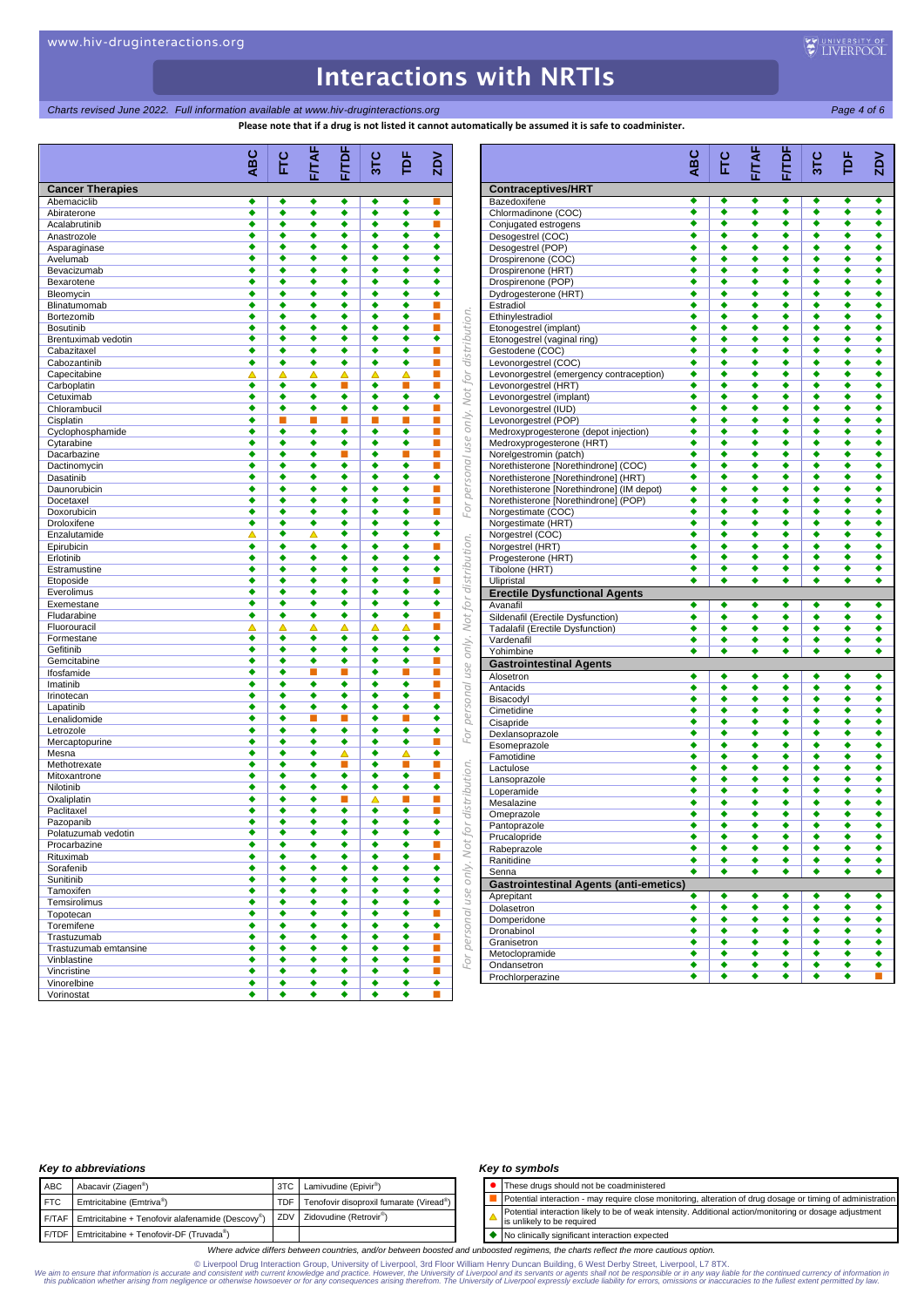# Interactions with NRTIs

*Charts revised June 2022. Full information available at www.hiv-druginteractions.org*

**Please note that if a drug is not listed it cannot automatically be assumed it is safe to coadminister.**

| | ABC | FTC | F/TAF | F/TDF | 3TC | TDF | ZDV |
|---|---|---|---|---|---|---|---|
| **Cancer Therapies** | | | | | | | |
| Abemaciclib | ◆ | ◆ | ◆ | ◆ | ◆ | ◆ | ■ |
| Abiraterone | ◆ | ◆ | ◆ | ◆ | ◆ | ◆ | ◆ |
| Acalabrutinib | ◆ | ◆ | ◆ | ◆ | ◆ | ◆ | ■ |
| Anastrozole | ◆ | ◆ | ◆ | ◆ | ◆ | ◆ | ◆ |
| Asparaginase | ◆ | ◆ | ◆ | ◆ | ◆ | ◆ | ◆ |
| Avelumab | ◆ | ◆ | ◆ | ◆ | ◆ | ◆ | ◆ |
| Bevacizumab | ◆ | ◆ | ◆ | ◆ | ◆ | ◆ | ◆ |
| Bexarotene | ◆ | ◆ | ◆ | ◆ | ◆ | ◆ | ◆ |
| Bleomycin | ◆ | ◆ | ◆ | ◆ | ◆ | ◆ | ◆ |
| Blinatumomab | ◆ | ◆ | ◆ | ◆ | ◆ | ◆ | ■ |
| Bortezomib | ◆ | ◆ | ◆ | ◆ | ◆ | ◆ | ■ |
| Bosutinib | ◆ | ◆ | ◆ | ◆ | ◆ | ◆ | ■ |
| Brentuximab vedotin | ◆ | ◆ | ◆ | ◆ | ◆ | ◆ | ◆ |
| Cabazitaxel | ◆ | ◆ | ◆ | ◆ | ◆ | ◆ | ■ |
| Cabozantinib | ◆ | ◆ | ◆ | ◆ | ◆ | ◆ | ■ |
| Capecitabine | △ | △ | △ | △ | △ | △ | ■ |
| Carboplatin | ◆ | ◆ | ◆ | ■ | ◆ | ■ | ■ |
| Cetuximab | ◆ | ◆ | ◆ | ◆ | ◆ | ◆ | ◆ |
| Chlorambucil | ◆ | ◆ | ◆ | ◆ | ◆ | ◆ | ■ |
| Cisplatin | ◆ | ■ | ■ | ■ | ■ | ■ | ■ |
| Cyclophosphamide | ◆ | ◆ | ◆ | ◆ | ◆ | ◆ | ■ |
| Cytarabine | ◆ | ◆ | ◆ | ◆ | ◆ | ◆ | ■ |
| Dacarbazine | ◆ | ◆ | ◆ | ■ | ◆ | ■ | ■ |
| Dactinomycin | ◆ | ◆ | ◆ | ◆ | ◆ | ◆ | ■ |
| Dasatinib | ◆ | ◆ | ◆ | ◆ | ◆ | ◆ | ◆ |
| Daunorubicin | ◆ | ◆ | ◆ | ◆ | ◆ | ◆ | ■ |
| Docetaxel | ◆ | ◆ | ◆ | ◆ | ◆ | ◆ | ■ |
| Doxorubicin | ◆ | ◆ | ◆ | ◆ | ◆ | ◆ | ■ |
| Droloxifene | ◆ | ◆ | ◆ | ◆ | ◆ | ◆ | ◆ |
| Enzalutamide | △ | ◆ | △ | ◆ | ◆ | ◆ | ◆ |
| Epirubicin | ◆ | ◆ | ◆ | ◆ | ◆ | ◆ | ■ |
| Erlotinib | ◆ | ◆ | ◆ | ◆ | ◆ | ◆ | ◆ |
| Estramustine | ◆ | ◆ | ◆ | ◆ | ◆ | ◆ | ◆ |
| Etoposide | ◆ | ◆ | ◆ | ◆ | ◆ | ◆ | ■ |
| Everolimus | ◆ | ◆ | ◆ | ◆ | ◆ | ◆ | ◆ |
| Exemestane | ◆ | ◆ | ◆ | ◆ | ◆ | ◆ | ◆ |
| Fludarabine | ◆ | ◆ | ◆ | ◆ | ◆ | ◆ | ■ |
| Fluorouracil | △ | △ | △ | △ | △ | △ | ■ |
| Formestane | ◆ | ◆ | ◆ | ◆ | ◆ | ◆ | ◆ |
| Gefitinib | ◆ | ◆ | ◆ | ◆ | ◆ | ◆ | ◆ |
| Gemcitabine | ◆ | ◆ | ◆ | ◆ | ◆ | ◆ | ■ |
| Ifosfamide | ◆ | ◆ | ■ | ■ | ◆ | ■ | ■ |
| Imatinib | ◆ | ◆ | ◆ | ◆ | ◆ | ◆ | ■ |
| Irinotecan | ◆ | ◆ | ◆ | ◆ | ◆ | ◆ | ■ |
| Lapatinib | ◆ | ◆ | ◆ | ◆ | ◆ | ◆ | ◆ |
| Lenalidomide | ◆ | ◆ | ■ | ■ | ◆ | ■ | ◆ |
| Letrozole | ◆ | ◆ | ◆ | ◆ | ◆ | ◆ | ◆ |
| Mercaptopurine | ◆ | ◆ | ◆ | ◆ | ◆ | ◆ | ■ |
| Mesna | ◆ | ◆ | ◆ | △ | ◆ | △ | ◆ |
| Methotrexate | ◆ | ◆ | ◆ | ■ | ◆ | ■ | ■ |
| Mitoxantrone | ◆ | ◆ | ◆ | ◆ | ◆ | ◆ | ■ |
| Nilotinib | ◆ | ◆ | ◆ | ◆ | ◆ | ◆ | ◆ |
| Oxaliplatin | ◆ | ◆ | ◆ | ■ | △ | ■ | ■ |
| Paclitaxel | ◆ | ◆ | ◆ | ◆ | ◆ | ◆ | ■ |
| Pazopanib | ◆ | ◆ | ◆ | ◆ | ◆ | ◆ | ◆ |
| Polatuzumab vedotin | ◆ | ◆ | ◆ | ◆ | ◆ | ◆ | ◆ |
| Procarbazine | ◆ | ◆ | ◆ | ◆ | ◆ | ◆ | ■ |
| Rituximab | ◆ | ◆ | ◆ | ◆ | ◆ | ◆ | ■ |
| Sorafenib | ◆ | ◆ | ◆ | ◆ | ◆ | ◆ | ◆ |
| Sunitinib | ◆ | ◆ | ◆ | ◆ | ◆ | ◆ | ◆ |
| Tamoxifen | ◆ | ◆ | ◆ | ◆ | ◆ | ◆ | ◆ |
| Temsirolimus | ◆ | ◆ | ◆ | ◆ | ◆ | ◆ | ◆ |
| Topotecan | ◆ | ◆ | ◆ | ◆ | ◆ | ◆ | ■ |
| Toremifene | ◆ | ◆ | ◆ | ◆ | ◆ | ◆ | ◆ |
| Trastuzumab | ◆ | ◆ | ◆ | ◆ | ◆ | ◆ | ■ |
| Trastuzumab emtansine | ◆ | ◆ | ◆ | ◆ | ◆ | ◆ | ■ |
| Vinblastine | ◆ | ◆ | ◆ | ◆ | ◆ | ◆ | ■ |
| Vincristine | ◆ | ◆ | ◆ | ◆ | ◆ | ◆ | ■ |
| Vinorelbine | ◆ | ◆ | ◆ | ◆ | ◆ | ◆ | ◆ |
| Vorinostat | ◆ | ◆ | ◆ | ◆ | ◆ | ◆ | ■ |

| | ABC | FTC | F/TAF | F/TDF | 3TC | TDF | ZDV |
|---|---|---|---|---|---|---|---|
| **Contraceptives/HRT** | | | | | | | |
| Bazedoxifene | ◆ | ◆ | ◆ | ◆ | ◆ | ◆ | ◆ |
| Chlormadinone (COC) | ◆ | ◆ | ◆ | ◆ | ◆ | ◆ | ◆ |
| Conjugated estrogens | ◆ | ◆ | ◆ | ◆ | ◆ | ◆ | ◆ |
| Desogestrel (COC) | ◆ | ◆ | ◆ | ◆ | ◆ | ◆ | ◆ |
| Desogestrel (POP) | ◆ | ◆ | ◆ | ◆ | ◆ | ◆ | ◆ |
| Drospirenone (COC) | ◆ | ◆ | ◆ | ◆ | ◆ | ◆ | ◆ |
| Drospirenone (HRT) | ◆ | ◆ | ◆ | ◆ | ◆ | ◆ | ◆ |
| Drospirenone (POP) | ◆ | ◆ | ◆ | ◆ | ◆ | ◆ | ◆ |
| Dydrogesterone (HRT) | ◆ | ◆ | ◆ | ◆ | ◆ | ◆ | ◆ |
| Estradiol | ◆ | ◆ | ◆ | ◆ | ◆ | ◆ | ◆ |
| Ethinylestradiol | ◆ | ◆ | ◆ | ◆ | ◆ | ◆ | ◆ |
| Etonogestrel (implant) | ◆ | ◆ | ◆ | ◆ | ◆ | ◆ | ◆ |
| Etonogestrel (vaginal ring) | ◆ | ◆ | ◆ | ◆ | ◆ | ◆ | ◆ |
| Gestodene (COC) | ◆ | ◆ | ◆ | ◆ | ◆ | ◆ | ◆ |
| Levonorgestrel (COC) | ◆ | ◆ | ◆ | ◆ | ◆ | ◆ | ◆ |
| Levonorgestrel (emergency contraception) | ◆ | ◆ | ◆ | ◆ | ◆ | ◆ | ◆ |
| Levonorgestrel (HRT) | ◆ | ◆ | ◆ | ◆ | ◆ | ◆ | ◆ |
| Levonorgestrel (implant) | ◆ | ◆ | ◆ | ◆ | ◆ | ◆ | ◆ |
| Levonorgestrel (IUD) | ◆ | ◆ | ◆ | ◆ | ◆ | ◆ | ◆ |
| Levonorgestrel (POP) | ◆ | ◆ | ◆ | ◆ | ◆ | ◆ | ◆ |
| Medroxyprogesterone (depot injection) | ◆ | ◆ | ◆ | ◆ | ◆ | ◆ | ◆ |
| Medroxyprogesterone (HRT) | ◆ | ◆ | ◆ | ◆ | ◆ | ◆ | ◆ |
| Norelgestromin (patch) | ◆ | ◆ | ◆ | ◆ | ◆ | ◆ | ◆ |
| Norethisterone [Norethindrone] (COC) | ◆ | ◆ | ◆ | ◆ | ◆ | ◆ | ◆ |
| Norethisterone [Norethindrone] (HRT) | ◆ | ◆ | ◆ | ◆ | ◆ | ◆ | ◆ |
| Norethisterone [Norethindrone] (IM depot) | ◆ | ◆ | ◆ | ◆ | ◆ | ◆ | ◆ |
| Norethisterone [Norethindrone] (POP) | ◆ | ◆ | ◆ | ◆ | ◆ | ◆ | ◆ |
| Norgestimate (COC) | ◆ | ◆ | ◆ | ◆ | ◆ | ◆ | ◆ |
| Norgestimate (HRT) | ◆ | ◆ | ◆ | ◆ | ◆ | ◆ | ◆ |
| Norgestrel (COC) | ◆ | ◆ | ◆ | ◆ | ◆ | ◆ | ◆ |
| Norgestrel (HRT) | ◆ | ◆ | ◆ | ◆ | ◆ | ◆ | ◆ |
| Progesterone (HRT) | ◆ | ◆ | ◆ | ◆ | ◆ | ◆ | ◆ |
| Tibolone (HRT) | ◆ | ◆ | ◆ | ◆ | ◆ | ◆ | ◆ |
| Ulipristal | ◆ | ◆ | ◆ | ◆ | ◆ | ◆ | ◆ |
| **Erectile Dysfunctional Agents** | | | | | | | |
| Avanafil | ◆ | ◆ | ◆ | ◆ | ◆ | ◆ | ◆ |
| Sildenafil (Erectile Dysfunction) | ◆ | ◆ | ◆ | ◆ | ◆ | ◆ | ◆ |
| Tadalafil (Erectile Dysfunction) | ◆ | ◆ | ◆ | ◆ | ◆ | ◆ | ◆ |
| Vardenafil | ◆ | ◆ | ◆ | ◆ | ◆ | ◆ | ◆ |
| Yohimbine | ◆ | ◆ | ◆ | ◆ | ◆ | ◆ | ◆ |
| **Gastrointestinal Agents** | | | | | | | |
| Alosetron | ◆ | ◆ | ◆ | ◆ | ◆ | ◆ | ◆ |
| Antacids | ◆ | ◆ | ◆ | ◆ | ◆ | ◆ | ◆ |
| Bisacodyl | ◆ | ◆ | ◆ | ◆ | ◆ | ◆ | ◆ |
| Cimetidine | ◆ | ◆ | ◆ | ◆ | ◆ | ◆ | ◆ |
| Cisapride | ◆ | ◆ | ◆ | ◆ | ◆ | ◆ | ◆ |
| Dexlansoprazole | ◆ | ◆ | ◆ | ◆ | ◆ | ◆ | ◆ |
| Esomeprazole | ◆ | ◆ | ◆ | ◆ | ◆ | ◆ | ◆ |
| Famotidine | ◆ | ◆ | ◆ | ◆ | ◆ | ◆ | ◆ |
| Lactulose | ◆ | ◆ | ◆ | ◆ | ◆ | ◆ | ◆ |
| Lansoprazole | ◆ | ◆ | ◆ | ◆ | ◆ | ◆ | ◆ |
| Loperamide | ◆ | ◆ | ◆ | ◆ | ◆ | ◆ | ◆ |
| Mesalazine | ◆ | ◆ | ◆ | ◆ | ◆ | ◆ | ◆ |
| Omeprazole | ◆ | ◆ | ◆ | ◆ | ◆ | ◆ | ◆ |
| Pantoprazole | ◆ | ◆ | ◆ | ◆ | ◆ | ◆ | ◆ |
| Prucalopride | ◆ | ◆ | ◆ | ◆ | ◆ | ◆ | ◆ |
| Rabeprazole | ◆ | ◆ | ◆ | ◆ | ◆ | ◆ | ◆ |
| Ranitidine | ◆ | ◆ | ◆ | ◆ | ◆ | ◆ | ◆ |
| Senna | ◆ | ◆ | ◆ | ◆ | ◆ | ◆ | ◆ |
| **Gastrointestinal Agents (anti-emetics)** | | | | | | | |
| Aprepitant | ◆ | ◆ | ◆ | ◆ | ◆ | ◆ | ◆ |
| Dolasetron | ◆ | ◆ | ◆ | ◆ | ◆ | ◆ | ◆ |
| Domperidone | ◆ | ◆ | ◆ | ◆ | ◆ | ◆ | ◆ |
| Dronabinol | ◆ | ◆ | ◆ | ◆ | ◆ | ◆ | ◆ |
| Granisetron | ◆ | ◆ | ◆ | ◆ | ◆ | ◆ | ◆ |
| Metoclopramide | ◆ | ◆ | ◆ | ◆ | ◆ | ◆ | ◆ |
| Ondansetron | ◆ | ◆ | ◆ | ◆ | ◆ | ◆ | ◆ |
| Prochlorperazine | ◆ | ◆ | ◆ | ◆ | ◆ | ◆ | ■ |

### Key to abbreviations

| | | | |
|---|---|---|---|
| ABC | Abacavir (Ziagen®) | 3TC | Lamivudine (Epivir®) |
| FTC | Emtricitabine (Emtriva®) | TDF | Tenofovir disoproxil fumarate (Viread®) |
| F/TAF | Emtricitabine + Tenofovir alafenamide (Descovy®) | ZDV | Zidovudine (Retrovir®) |
| F/TDF | Emtricitabine + Tenofovir-DF (Truvada®) | | |

### Key to symbols

| Symbol | Meaning |
|---|---|
| ● | These drugs should not be coadministered |
| ■ | Potential interaction - may require close monitoring, alteration of drug dosage or timing of administration |
| △ | Potential interaction likely to be of weak intensity. Additional action/monitoring or dosage adjustment is unlikely to be required |
| ◆ | No clinically significant interaction expected |

*Where advice differs between countries, and/or between boosted and unboosted regimens, the charts reflect the more cautious option.*

© Liverpool Drug Interaction Group, University of Liverpool, 3rd Floor William Henry Duncan Building, 6 West Derby Street, Liverpool, L7 8TX.

*We aim to ensure that information is accurate and consistent with current knowledge and practice. However, the University of Liverpool and its servants or agents shall not be responsible or in any way liable for the continued currency of information in this publication whether arising from negligence or otherwise howsoever or for any consequences arising therefrom. The University of Liverpool expressly exclude liability for errors, omissions or inaccuracies to the fullest extent permitted by law.*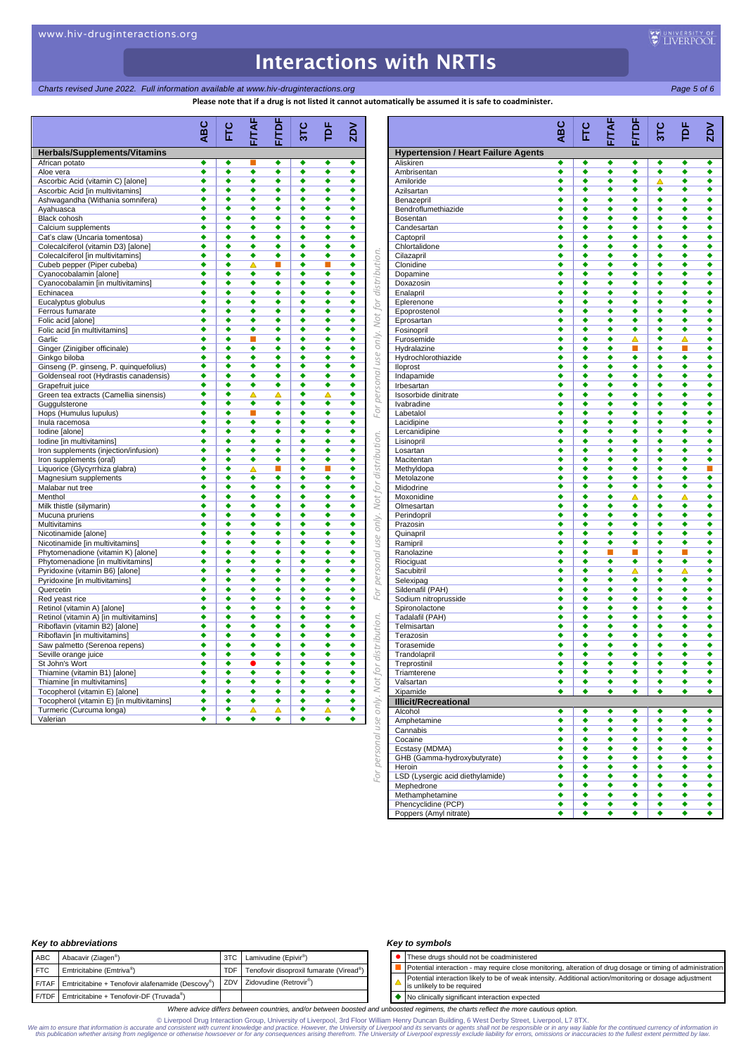# Interactions with NRTIs

*Charts revised June 2022. Full information available at www.hiv-druginteractions.org*

**Please note that if a drug is not listed it cannot automatically be assumed it is safe to coadminister.**

| | ABC | FTC | F/TAF | F/TDF | 3TC | TDF | ZDV |
|---|---|---|---|---|---|---|---|
| **Herbals/Supplements/Vitamins** | | | | | | | |
| African potato | ◆ | ◆ | ■ | ◆ | ◆ | ◆ | ◆ |
| Aloe vera | ◆ | ◆ | ◆ | ◆ | ◆ | ◆ | ◆ |
| Ascorbic Acid (vitamin C) [alone] | ◆ | ◆ | ◆ | ◆ | ◆ | ◆ | ◆ |
| Ascorbic Acid [in multivitamins] | ◆ | ◆ | ◆ | ◆ | ◆ | ◆ | ◆ |
| Ashwagandha (Withania somnifera) | ◆ | ◆ | ◆ | ◆ | ◆ | ◆ | ◆ |
| Ayahuasca | ◆ | ◆ | ◆ | ◆ | ◆ | ◆ | ◆ |
| Black cohosh | ◆ | ◆ | ◆ | ◆ | ◆ | ◆ | ◆ |
| Calcium supplements | ◆ | ◆ | ◆ | ◆ | ◆ | ◆ | ◆ |
| Cat's claw (Uncaria tomentosa) | ◆ | ◆ | ◆ | ◆ | ◆ | ◆ | ◆ |
| Colecalciferol (vitamin D3) [alone] | ◆ | ◆ | ◆ | ◆ | ◆ | ◆ | ◆ |
| Colecalciferol [in multivitamins] | ◆ | ◆ | ◆ | ◆ | ◆ | ◆ | ◆ |
| Cubeb pepper (Piper cubeba) | ◆ | ◆ | △ | ■ | ◆ | ■ | ◆ |
| Cyanocobalamin [alone] | ◆ | ◆ | ◆ | ◆ | ◆ | ◆ | ◆ |
| Cyanocobalamin [in multivitamins] | ◆ | ◆ | ◆ | ◆ | ◆ | ◆ | ◆ |
| Echinacea | ◆ | ◆ | ◆ | ◆ | ◆ | ◆ | ◆ |
| Eucalyptus globulus | ◆ | ◆ | ◆ | ◆ | ◆ | ◆ | ◆ |
| Ferrous fumarate | ◆ | ◆ | ◆ | ◆ | ◆ | ◆ | ◆ |
| Folic acid [alone] | ◆ | ◆ | ◆ | ◆ | ◆ | ◆ | ◆ |
| Folic acid [in multivitamins] | ◆ | ◆ | ◆ | ◆ | ◆ | ◆ | ◆ |
| Garlic | ◆ | ◆ | ■ | ◆ | ◆ | ◆ | ◆ |
| Ginger (Zinigiber officinale) | ◆ | ◆ | ◆ | ◆ | ◆ | ◆ | ◆ |
| Ginkgo biloba | ◆ | ◆ | ◆ | ◆ | ◆ | ◆ | ◆ |
| Ginseng (P. ginseng, P. quinquefolius) | ◆ | ◆ | ◆ | ◆ | ◆ | ◆ | ◆ |
| Goldenseal root (Hydrastis canadensis) | ◆ | ◆ | ◆ | ◆ | ◆ | ◆ | ◆ |
| Grapefruit juice | ◆ | ◆ | ◆ | ◆ | ◆ | ◆ | ◆ |
| Green tea extracts (Camellia sinensis) | ◆ | ◆ | △ | △ | ◆ | △ | ◆ |
| Guggulsterone | ◆ | ◆ | ◆ | ◆ | ◆ | ◆ | ◆ |
| Hops (Humulus lupulus) | ◆ | ◆ | ■ | ◆ | ◆ | ◆ | ◆ |
| Inula racemosa | ◆ | ◆ | ◆ | ◆ | ◆ | ◆ | ◆ |
| Iodine [alone] | ◆ | ◆ | ◆ | ◆ | ◆ | ◆ | ◆ |
| Iodine [in multivitamins] | ◆ | ◆ | ◆ | ◆ | ◆ | ◆ | ◆ |
| Iron supplements (injection/infusion) | ◆ | ◆ | ◆ | ◆ | ◆ | ◆ | ◆ |
| Iron supplements (oral) | ◆ | ◆ | ◆ | ◆ | ◆ | ◆ | ◆ |
| Liquorice (Glycyrrhiza glabra) | ◆ | ◆ | △ | ■ | ◆ | ■ | ◆ |
| Magnesium supplements | ◆ | ◆ | ◆ | ◆ | ◆ | ◆ | ◆ |
| Malabar nut tree | ◆ | ◆ | ◆ | ◆ | ◆ | ◆ | ◆ |
| Menthol | ◆ | ◆ | ◆ | ◆ | ◆ | ◆ | ◆ |
| Milk thistle (silymarin) | ◆ | ◆ | ◆ | ◆ | ◆ | ◆ | ◆ |
| Mucuna pruriens | ◆ | ◆ | ◆ | ◆ | ◆ | ◆ | ◆ |
| Multivitamins | ◆ | ◆ | ◆ | ◆ | ◆ | ◆ | ◆ |
| Nicotinamide [alone] | ◆ | ◆ | ◆ | ◆ | ◆ | ◆ | ◆ |
| Nicotinamide [in multivitamins] | ◆ | ◆ | ◆ | ◆ | ◆ | ◆ | ◆ |
| Phytomenadione (vitamin K) [alone] | ◆ | ◆ | ◆ | ◆ | ◆ | ◆ | ◆ |
| Phytomenadione [in multivitamins] | ◆ | ◆ | ◆ | ◆ | ◆ | ◆ | ◆ |
| Pyridoxine (vitamin B6) [alone] | ◆ | ◆ | ◆ | ◆ | ◆ | ◆ | ◆ |
| Pyridoxine [in multivitamins] | ◆ | ◆ | ◆ | ◆ | ◆ | ◆ | ◆ |
| Quercetin | ◆ | ◆ | ◆ | ◆ | ◆ | ◆ | ◆ |
| Red yeast rice | ◆ | ◆ | ◆ | ◆ | ◆ | ◆ | ◆ |
| Retinol (vitamin A) [alone] | ◆ | ◆ | ◆ | ◆ | ◆ | ◆ | ◆ |
| Retinol (vitamin A) [in multivitamins] | ◆ | ◆ | ◆ | ◆ | ◆ | ◆ | ◆ |
| Riboflavin (vitamin B2) [alone] | ◆ | ◆ | ◆ | ◆ | ◆ | ◆ | ◆ |
| Riboflavin [in multivitamins] | ◆ | ◆ | ◆ | ◆ | ◆ | ◆ | ◆ |
| Saw palmetto (Serenoa repens) | ◆ | ◆ | ◆ | ◆ | ◆ | ◆ | ◆ |
| Seville orange juice | ◆ | ◆ | ◆ | ◆ | ◆ | ◆ | ◆ |
| St John's Wort | ◆ | ◆ | ● | ◆ | ◆ | ◆ | ◆ |
| Thiamine (vitamin B1) [alone] | ◆ | ◆ | ◆ | ◆ | ◆ | ◆ | ◆ |
| Thiamine [in multivitamins] | ◆ | ◆ | ◆ | ◆ | ◆ | ◆ | ◆ |
| Tocopherol (vitamin E) [alone] | ◆ | ◆ | ◆ | ◆ | ◆ | ◆ | ◆ |
| Tocopherol (vitamin E) [in multivitamins] | ◆ | ◆ | ◆ | ◆ | ◆ | ◆ | ◆ |
| Turmeric (Curcuma longa) | ◆ | ◆ | △ | △ | ◆ | △ | ◆ |
| Valerian | ◆ | ◆ | ◆ | ◆ | ◆ | ◆ | ◆ |

| | ABC | FTC | F/TAF | F/TDF | 3TC | TDF | ZDV |
|---|---|---|---|---|---|---|---|
| **Hypertension / Heart Failure Agents** | | | | | | | |
| Aliskiren | ◆ | ◆ | ◆ | ◆ | ◆ | ◆ | ◆ |
| Ambrisentan | ◆ | ◆ | ◆ | ◆ | ◆ | ◆ | ◆ |
| Amiloride | ◆ | ◆ | ◆ | ◆ | △ | ◆ | ◆ |
| Azilsartan | ◆ | ◆ | ◆ | ◆ | ◆ | ◆ | ◆ |
| Benazepril | ◆ | ◆ | ◆ | ◆ | ◆ | ◆ | ◆ |
| Bendroflumethiazide | ◆ | ◆ | ◆ | ◆ | ◆ | ◆ | ◆ |
| Bosentan | ◆ | ◆ | ◆ | ◆ | ◆ | ◆ | ◆ |
| Candesartan | ◆ | ◆ | ◆ | ◆ | ◆ | ◆ | ◆ |
| Captopril | ◆ | ◆ | ◆ | ◆ | ◆ | ◆ | ◆ |
| Chlortalidone | ◆ | ◆ | ◆ | ◆ | ◆ | ◆ | ◆ |
| Cilazapril | ◆ | ◆ | ◆ | ◆ | ◆ | ◆ | ◆ |
| Clonidine | ◆ | ◆ | ◆ | ◆ | ◆ | ◆ | ◆ |
| Dopamine | ◆ | ◆ | ◆ | ◆ | ◆ | ◆ | ◆ |
| Doxazosin | ◆ | ◆ | ◆ | ◆ | ◆ | ◆ | ◆ |
| Enalapril | ◆ | ◆ | ◆ | ◆ | ◆ | ◆ | ◆ |
| Eplerenone | ◆ | ◆ | ◆ | ◆ | ◆ | ◆ | ◆ |
| Epoprostenol | ◆ | ◆ | ◆ | ◆ | ◆ | ◆ | ◆ |
| Eprosartan | ◆ | ◆ | ◆ | ◆ | ◆ | ◆ | ◆ |
| Fosinopril | ◆ | ◆ | ◆ | ◆ | ◆ | ◆ | ◆ |
| Furosemide | ◆ | ◆ | ◆ | △ | ◆ | △ | ◆ |
| Hydralazine | ◆ | ◆ | ◆ | ■ | ◆ | ■ | ◆ |
| Hydrochlorothiazide | ◆ | ◆ | ◆ | ◆ | ◆ | ◆ | ◆ |
| Iloprost | ◆ | ◆ | ◆ | ◆ | ◆ | ◆ | ◆ |
| Indapamide | ◆ | ◆ | ◆ | ◆ | ◆ | ◆ | ◆ |
| Irbesartan | ◆ | ◆ | ◆ | ◆ | ◆ | ◆ | ◆ |
| Isosorbide dinitrate | ◆ | ◆ | ◆ | ◆ | ◆ | ◆ | ◆ |
| Ivabradine | ◆ | ◆ | ◆ | ◆ | ◆ | ◆ | ◆ |
| Labetalol | ◆ | ◆ | ◆ | ◆ | ◆ | ◆ | ◆ |
| Lacidipine | ◆ | ◆ | ◆ | ◆ | ◆ | ◆ | ◆ |
| Lercanidipine | ◆ | ◆ | ◆ | ◆ | ◆ | ◆ | ◆ |
| Lisinopril | ◆ | ◆ | ◆ | ◆ | ◆ | ◆ | ◆ |
| Losartan | ◆ | ◆ | ◆ | ◆ | ◆ | ◆ | ◆ |
| Macitentan | ◆ | ◆ | ◆ | ◆ | ◆ | ◆ | ◆ |
| Methyldopa | ◆ | ◆ | ◆ | ◆ | ◆ | ◆ | ■ |
| Metolazone | ◆ | ◆ | ◆ | ◆ | ◆ | ◆ | ◆ |
| Midodrine | ◆ | ◆ | ◆ | ◆ | ◆ | ◆ | ◆ |
| Moxonidine | ◆ | ◆ | ◆ | △ | ◆ | △ | ◆ |
| Olmesartan | ◆ | ◆ | ◆ | ◆ | ◆ | ◆ | ◆ |
| Perindopril | ◆ | ◆ | ◆ | ◆ | ◆ | ◆ | ◆ |
| Prazosin | ◆ | ◆ | ◆ | ◆ | ◆ | ◆ | ◆ |
| Quinapril | ◆ | ◆ | ◆ | ◆ | ◆ | ◆ | ◆ |
| Ramipril | ◆ | ◆ | ◆ | ◆ | ◆ | ◆ | ◆ |
| Ranolazine | ◆ | ◆ | ■ | ■ | ◆ | ■ | ◆ |
| Riociguat | ◆ | ◆ | ◆ | ◆ | ◆ | ◆ | ◆ |
| Sacubitril | ◆ | ◆ | ◆ | △ | ◆ | △ | ◆ |
| Selexipag | ◆ | ◆ | ◆ | ◆ | ◆ | ◆ | ◆ |
| Sildenafil (PAH) | ◆ | ◆ | ◆ | ◆ | ◆ | ◆ | ◆ |
| Sodium nitroprusside | ◆ | ◆ | ◆ | ◆ | ◆ | ◆ | ◆ |
| Spironolactone | ◆ | ◆ | ◆ | ◆ | ◆ | ◆ | ◆ |
| Tadalafil (PAH) | ◆ | ◆ | ◆ | ◆ | ◆ | ◆ | ◆ |
| Telmisartan | ◆ | ◆ | ◆ | ◆ | ◆ | ◆ | ◆ |
| Terazosin | ◆ | ◆ | ◆ | ◆ | ◆ | ◆ | ◆ |
| Torasemide | ◆ | ◆ | ◆ | ◆ | ◆ | ◆ | ◆ |
| Trandolapril | ◆ | ◆ | ◆ | ◆ | ◆ | ◆ | ◆ |
| Treprostinil | ◆ | ◆ | ◆ | ◆ | ◆ | ◆ | ◆ |
| Triamterene | ◆ | ◆ | ◆ | ◆ | ◆ | ◆ | ◆ |
| Valsartan | ◆ | ◆ | ◆ | ◆ | ◆ | ◆ | ◆ |
| Xipamide | ◆ | ◆ | ◆ | ◆ | ◆ | ◆ | ◆ |
| **Illicit/Recreational** | | | | | | | |
| Alcohol | ◆ | ◆ | ◆ | ◆ | ◆ | ◆ | ◆ |
| Amphetamine | ◆ | ◆ | ◆ | ◆ | ◆ | ◆ | ◆ |
| Cannabis | ◆ | ◆ | ◆ | ◆ | ◆ | ◆ | ◆ |
| Cocaine | ◆ | ◆ | ◆ | ◆ | ◆ | ◆ | ◆ |
| Ecstasy (MDMA) | ◆ | ◆ | ◆ | ◆ | ◆ | ◆ | ◆ |
| GHB (Gamma-hydroxybutyrate) | ◆ | ◆ | ◆ | ◆ | ◆ | ◆ | ◆ |
| Heroin | ◆ | ◆ | ◆ | ◆ | ◆ | ◆ | ◆ |
| LSD (Lysergic acid diethylamide) | ◆ | ◆ | ◆ | ◆ | ◆ | ◆ | ◆ |
| Mephedrone | ◆ | ◆ | ◆ | ◆ | ◆ | ◆ | ◆ |
| Methamphetamine | ◆ | ◆ | ◆ | ◆ | ◆ | ◆ | ◆ |
| Phencyclidine (PCP) | ◆ | ◆ | ◆ | ◆ | ◆ | ◆ | ◆ |
| Poppers (Amyl nitrate) | ◆ | ◆ | ◆ | ◆ | ◆ | ◆ | ◆ |

### *Key to abbreviations*

| | | | |
|---|---|---|---|
| ABC | Abacavir (Ziagen®) | 3TC | Lamivudine (Epivir®) |
| FTC | Emtricitabine (Emtriva®) | TDF | Tenofovir disoproxil fumarate (Viread®) |
| F/TAF | Emtricitabine + Tenofovir alafenamide (Descovy®) | ZDV | Zidovudine (Retrovir®) |
| F/TDF | Emtricitabine + Tenofovir-DF (Truvada®) | | |

### *Key to symbols*

| | |
|---|---|
| ● | These drugs should not be coadministered |
| ■ | Potential interaction - may require close monitoring, alteration of drug dosage or timing of administration |
| △ | Potential interaction likely to be of weak intensity. Additional action/monitoring or dosage adjustment is unlikely to be required |
| ◆ | No clinically significant interaction expected |

*Where advice differs between countries, and/or between boosted and unboosted regimens, the charts reflect the more cautious option.*

© Liverpool Drug Interaction Group, University of Liverpool, 3rd Floor William Henry Duncan Building, 6 West Derby Street, Liverpool, L7 8TX.

*We aim to ensure that information is accurate and consistent with current knowledge and practice. However, the University of Liverpool and its servants or agents shall not be responsible or in any way liable for the continued currency of information in this publication whether arising from negligence or otherwise howsoever or for any consequences arising therefrom. The University of Liverpool expressly exclude liability for errors, omissions or inaccuracies to the fullest extent permitted by law.*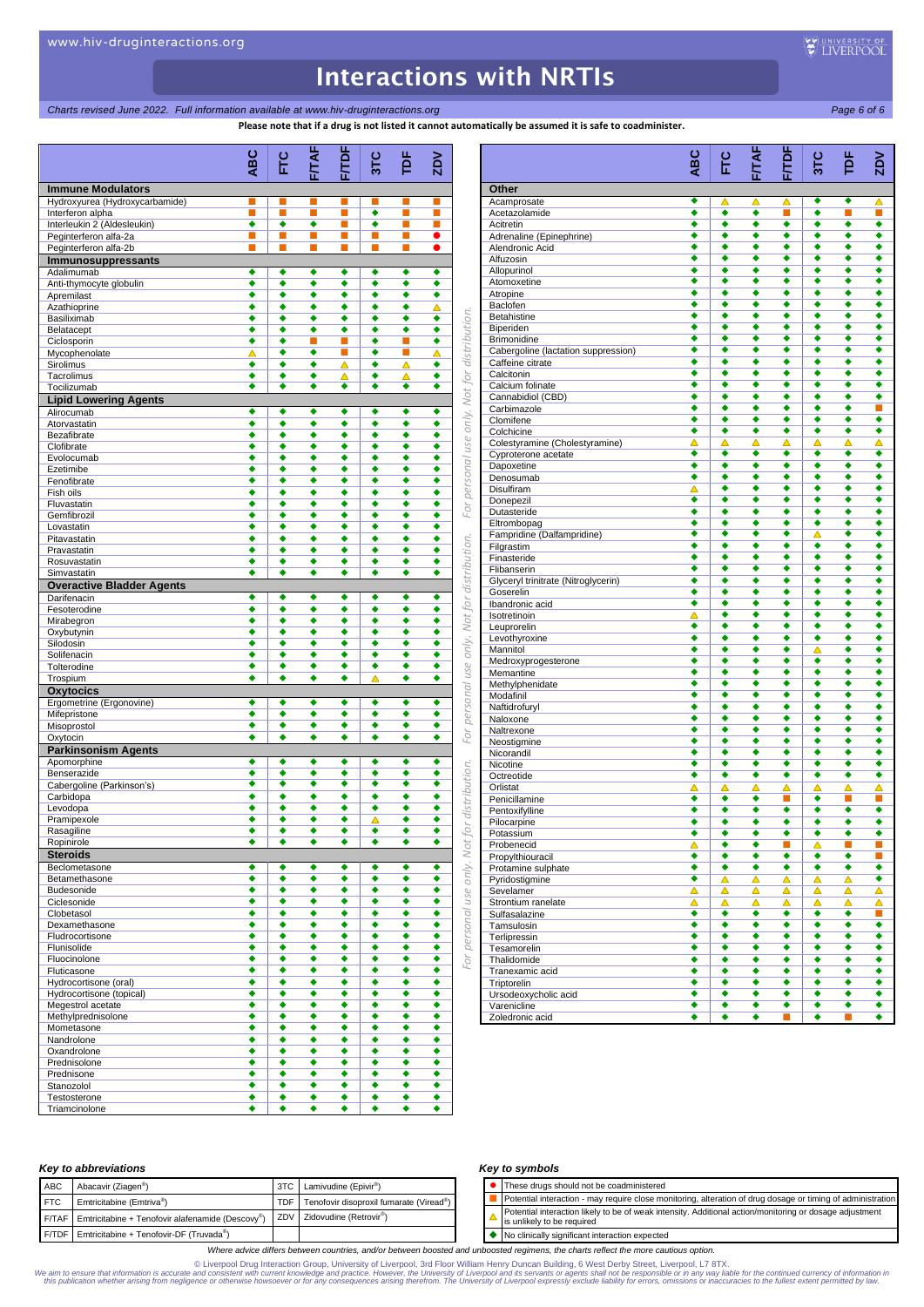# Interactions with NRTIs

*Charts revised June 2022. Full information available at www.hiv-druginteractions.org*

**Please note that if a drug is not listed it cannot automatically be assumed it is safe to coadminister.**

| | ABC | FTC | F/TAF | F/TDF | 3TC | TDF | ZDV |
|---|---|---|---|---|---|---|---|
| **Immune Modulators** | | | | | | | |
| Hydroxyurea (Hydroxycarbamide) | ■ | ■ | ■ | ■ | ■ | ■ | ■ |
| Interferon alpha | ■ | ■ | ■ | ■ | ◆ | ■ | ■ |
| Interleukin 2 (Aldesleukin) | ◆ | ◆ | ◆ | ■ | ◆ | ■ | ■ |
| Peginterferon alfa-2a | ■ | ■ | ■ | ■ | ■ | ■ | ● |
| Peginterferon alfa-2b | ■ | ■ | ■ | ■ | ■ | ■ | ● |
| **Immunosuppressants** | | | | | | | |
| Adalimumab | ◆ | ◆ | ◆ | ◆ | ◆ | ◆ | ◆ |
| Anti-thymocyte globulin | ◆ | ◆ | ◆ | ◆ | ◆ | ◆ | ◆ |
| Apremilast | ◆ | ◆ | ◆ | ◆ | ◆ | ◆ | ◆ |
| Azathioprine | ◆ | ◆ | ◆ | ◆ | ◆ | ◆ | △ |
| Basiliximab | ◆ | ◆ | ◆ | ◆ | ◆ | ◆ | ◆ |
| Belatacept | ◆ | ◆ | ◆ | ◆ | ◆ | ◆ | ◆ |
| Ciclosporin | ◆ | ◆ | ■ | ■ | ◆ | ■ | ◆ |
| Mycophenolate | △ | ◆ | ◆ | ■ | ◆ | ■ | △ |
| Sirolimus | ◆ | ◆ | ◆ | △ | ◆ | △ | ◆ |
| Tacrolimus | ◆ | ◆ | ◆ | △ | ◆ | △ | ◆ |
| Tocilizumab | ◆ | ◆ | ◆ | ◆ | ◆ | ◆ | ◆ |
| **Lipid Lowering Agents** | | | | | | | |
| Alirocumab | ◆ | ◆ | ◆ | ◆ | ◆ | ◆ | ◆ |
| Atorvastatin | ◆ | ◆ | ◆ | ◆ | ◆ | ◆ | ◆ |
| Bezafibrate | ◆ | ◆ | ◆ | ◆ | ◆ | ◆ | ◆ |
| Clofibrate | ◆ | ◆ | ◆ | ◆ | ◆ | ◆ | ◆ |
| Evolocumab | ◆ | ◆ | ◆ | ◆ | ◆ | ◆ | ◆ |
| Ezetimibe | ◆ | ◆ | ◆ | ◆ | ◆ | ◆ | ◆ |
| Fenofibrate | ◆ | ◆ | ◆ | ◆ | ◆ | ◆ | ◆ |
| Fish oils | ◆ | ◆ | ◆ | ◆ | ◆ | ◆ | ◆ |
| Fluvastatin | ◆ | ◆ | ◆ | ◆ | ◆ | ◆ | ◆ |
| Gemfibrozil | ◆ | ◆ | ◆ | ◆ | ◆ | ◆ | ◆ |
| Lovastatin | ◆ | ◆ | ◆ | ◆ | ◆ | ◆ | ◆ |
| Pitavastatin | ◆ | ◆ | ◆ | ◆ | ◆ | ◆ | ◆ |
| Pravastatin | ◆ | ◆ | ◆ | ◆ | ◆ | ◆ | ◆ |
| Rosuvastatin | ◆ | ◆ | ◆ | ◆ | ◆ | ◆ | ◆ |
| Simvastatin | ◆ | ◆ | ◆ | ◆ | ◆ | ◆ | ◆ |
| **Overactive Bladder Agents** | | | | | | | |
| Darifenacin | ◆ | ◆ | ◆ | ◆ | ◆ | ◆ | ◆ |
| Fesoterodine | ◆ | ◆ | ◆ | ◆ | ◆ | ◆ | ◆ |
| Mirabegron | ◆ | ◆ | ◆ | ◆ | ◆ | ◆ | ◆ |
| Oxybutynin | ◆ | ◆ | ◆ | ◆ | ◆ | ◆ | ◆ |
| Silodosin | ◆ | ◆ | ◆ | ◆ | ◆ | ◆ | ◆ |
| Solifenacin | ◆ | ◆ | ◆ | ◆ | ◆ | ◆ | ◆ |
| Tolterodine | ◆ | ◆ | ◆ | ◆ | ◆ | ◆ | ◆ |
| Trospium | ◆ | ◆ | ◆ | ◆ | △ | ◆ | ◆ |
| **Oxytocics** | | | | | | | |
| Ergometrine (Ergonovine) | ◆ | ◆ | ◆ | ◆ | ◆ | ◆ | ◆ |
| Mifepristone | ◆ | ◆ | ◆ | ◆ | ◆ | ◆ | ◆ |
| Misoprostol | ◆ | ◆ | ◆ | ◆ | ◆ | ◆ | ◆ |
| Oxytocin | ◆ | ◆ | ◆ | ◆ | ◆ | ◆ | ◆ |
| **Parkinsonism Agents** | | | | | | | |
| Apomorphine | ◆ | ◆ | ◆ | ◆ | ◆ | ◆ | ◆ |
| Benserazide | ◆ | ◆ | ◆ | ◆ | ◆ | ◆ | ◆ |
| Cabergoline (Parkinson's) | ◆ | ◆ | ◆ | ◆ | ◆ | ◆ | ◆ |
| Carbidopa | ◆ | ◆ | ◆ | ◆ | ◆ | ◆ | ◆ |
| Levodopa | ◆ | ◆ | ◆ | ◆ | ◆ | ◆ | ◆ |
| Pramipexole | ◆ | ◆ | ◆ | ◆ | △ | ◆ | ◆ |
| Rasagiline | ◆ | ◆ | ◆ | ◆ | ◆ | ◆ | ◆ |
| Ropinirole | ◆ | ◆ | ◆ | ◆ | ◆ | ◆ | ◆ |
| **Steroids** | | | | | | | |
| Beclometasone | ◆ | ◆ | ◆ | ◆ | ◆ | ◆ | ◆ |
| Betamethasone | ◆ | ◆ | ◆ | ◆ | ◆ | ◆ | ◆ |
| Budesonide | ◆ | ◆ | ◆ | ◆ | ◆ | ◆ | ◆ |
| Ciclesonide | ◆ | ◆ | ◆ | ◆ | ◆ | ◆ | ◆ |
| Clobetasol | ◆ | ◆ | ◆ | ◆ | ◆ | ◆ | ◆ |
| Dexamethasone | ◆ | ◆ | ◆ | ◆ | ◆ | ◆ | ◆ |
| Fludrocortisone | ◆ | ◆ | ◆ | ◆ | ◆ | ◆ | ◆ |
| Flunisolide | ◆ | ◆ | ◆ | ◆ | ◆ | ◆ | ◆ |
| Fluocinolone | ◆ | ◆ | ◆ | ◆ | ◆ | ◆ | ◆ |
| Fluticasone | ◆ | ◆ | ◆ | ◆ | ◆ | ◆ | ◆ |
| Hydrocortisone (oral) | ◆ | ◆ | ◆ | ◆ | ◆ | ◆ | ◆ |
| Hydrocortisone (topical) | ◆ | ◆ | ◆ | ◆ | ◆ | ◆ | ◆ |
| Megestrol acetate | ◆ | ◆ | ◆ | ◆ | ◆ | ◆ | ◆ |
| Methylprednisolone | ◆ | ◆ | ◆ | ◆ | ◆ | ◆ | ◆ |
| Mometasone | ◆ | ◆ | ◆ | ◆ | ◆ | ◆ | ◆ |
| Nandrolone | ◆ | ◆ | ◆ | ◆ | ◆ | ◆ | ◆ |
| Oxandrolone | ◆ | ◆ | ◆ | ◆ | ◆ | ◆ | ◆ |
| Prednisolone | ◆ | ◆ | ◆ | ◆ | ◆ | ◆ | ◆ |
| Prednisone | ◆ | ◆ | ◆ | ◆ | ◆ | ◆ | ◆ |
| Stanozolol | ◆ | ◆ | ◆ | ◆ | ◆ | ◆ | ◆ |
| Testosterone | ◆ | ◆ | ◆ | ◆ | ◆ | ◆ | ◆ |
| Triamcinolone | ◆ | ◆ | ◆ | ◆ | ◆ | ◆ | ◆ |

| | ABC | FTC | F/TAF | F/TDF | 3TC | TDF | ZDV |
|---|---|---|---|---|---|---|---|
| **Other** | | | | | | | |
| Acamprosate | ◆ | △ | △ | △ | ◆ | ◆ | △ |
| Acetazolamide | ◆ | ◆ | ◆ | ■ | ◆ | ■ | ■ |
| Acitretin | ◆ | ◆ | ◆ | ◆ | ◆ | ◆ | ◆ |
| Adrenaline (Epinephrine) | ◆ | ◆ | ◆ | ◆ | ◆ | ◆ | ◆ |
| Alendronic Acid | ◆ | ◆ | ◆ | ◆ | ◆ | ◆ | ◆ |
| Alfuzosin | ◆ | ◆ | ◆ | ◆ | ◆ | ◆ | ◆ |
| Allopurinol | ◆ | ◆ | ◆ | ◆ | ◆ | ◆ | ◆ |
| Atomoxetine | ◆ | ◆ | ◆ | ◆ | ◆ | ◆ | ◆ |
| Atropine | ◆ | ◆ | ◆ | ◆ | ◆ | ◆ | ◆ |
| Baclofen | ◆ | ◆ | ◆ | ◆ | ◆ | ◆ | ◆ |
| Betahistine | ◆ | ◆ | ◆ | ◆ | ◆ | ◆ | ◆ |
| Biperiden | ◆ | ◆ | ◆ | ◆ | ◆ | ◆ | ◆ |
| Brimonidine | ◆ | ◆ | ◆ | ◆ | ◆ | ◆ | ◆ |
| Cabergoline (lactation suppression) | ◆ | ◆ | ◆ | ◆ | ◆ | ◆ | ◆ |
| Caffeine citrate | ◆ | ◆ | ◆ | ◆ | ◆ | ◆ | ◆ |
| Calcitonin | ◆ | ◆ | ◆ | ◆ | ◆ | ◆ | ◆ |
| Calcium folinate | ◆ | ◆ | ◆ | ◆ | ◆ | ◆ | ◆ |
| Cannabidiol (CBD) | ◆ | ◆ | ◆ | ◆ | ◆ | ◆ | ◆ |
| Carbimazole | ◆ | ◆ | ◆ | ◆ | ◆ | ◆ | ■ |
| Clomifene | ◆ | ◆ | ◆ | ◆ | ◆ | ◆ | ◆ |
| Colchicine | ◆ | ◆ | ◆ | ◆ | ◆ | ◆ | ◆ |
| Colestyramine (Cholestyramine) | △ | △ | △ | △ | △ | △ | △ |
| Cyproterone acetate | ◆ | ◆ | ◆ | ◆ | ◆ | ◆ | ◆ |
| Dapoxetine | ◆ | ◆ | ◆ | ◆ | ◆ | ◆ | ◆ |
| Denosumab | ◆ | ◆ | ◆ | ◆ | ◆ | ◆ | ◆ |
| Disulfiram | △ | ◆ | ◆ | ◆ | ◆ | ◆ | ◆ |
| Donepezil | ◆ | ◆ | ◆ | ◆ | ◆ | ◆ | ◆ |
| Dutasteride | ◆ | ◆ | ◆ | ◆ | ◆ | ◆ | ◆ |
| Eltrombopag | ◆ | ◆ | ◆ | ◆ | ◆ | ◆ | ◆ |
| Fampridine (Dalfampridine) | ◆ | ◆ | ◆ | ◆ | △ | ◆ | ◆ |
| Filgrastim | ◆ | ◆ | ◆ | ◆ | ◆ | ◆ | ◆ |
| Finasteride | ◆ | ◆ | ◆ | ◆ | ◆ | ◆ | ◆ |
| Flibanserin | ◆ | ◆ | ◆ | ◆ | ◆ | ◆ | ◆ |
| Glyceryl trinitrate (Nitroglycerin) | ◆ | ◆ | ◆ | ◆ | ◆ | ◆ | ◆ |
| Goserelin | ◆ | ◆ | ◆ | ◆ | ◆ | ◆ | ◆ |
| Ibandronic acid | ◆ | ◆ | ◆ | ◆ | ◆ | ◆ | ◆ |
| Isotretinoin | △ | ◆ | ◆ | ◆ | ◆ | ◆ | ◆ |
| Leuprorelin | ◆ | ◆ | ◆ | ◆ | ◆ | ◆ | ◆ |
| Levothyroxine | ◆ | ◆ | ◆ | ◆ | ◆ | ◆ | ◆ |
| Mannitol | ◆ | ◆ | ◆ | ◆ | △ | ◆ | ◆ |
| Medroxyprogesterone | ◆ | ◆ | ◆ | ◆ | ◆ | ◆ | ◆ |
| Memantine | ◆ | ◆ | ◆ | ◆ | ◆ | ◆ | ◆ |
| Methylphenidate | ◆ | ◆ | ◆ | ◆ | ◆ | ◆ | ◆ |
| Modafinil | ◆ | ◆ | ◆ | ◆ | ◆ | ◆ | ◆ |
| Naftidrofuryl | ◆ | ◆ | ◆ | ◆ | ◆ | ◆ | ◆ |
| Naloxone | ◆ | ◆ | ◆ | ◆ | ◆ | ◆ | ◆ |
| Naltrexone | ◆ | ◆ | ◆ | ◆ | ◆ | ◆ | ◆ |
| Neostigmine | ◆ | ◆ | ◆ | ◆ | ◆ | ◆ | ◆ |
| Nicorandil | ◆ | ◆ | ◆ | ◆ | ◆ | ◆ | ◆ |
| Nicotine | ◆ | ◆ | ◆ | ◆ | ◆ | ◆ | ◆ |
| Octreotide | ◆ | ◆ | ◆ | ◆ | ◆ | ◆ | ◆ |
| Orlistat | △ | △ | △ | △ | △ | △ | △ |
| Penicillamine | ◆ | ◆ | ◆ | ■ | ◆ | ■ | ■ |
| Pentoxifylline | ◆ | ◆ | ◆ | ◆ | ◆ | ◆ | ◆ |
| Pilocarpine | ◆ | ◆ | ◆ | ◆ | ◆ | ◆ | ◆ |
| Potassium | ◆ | ◆ | ◆ | ◆ | ◆ | ◆ | ◆ |
| Probenecid | △ | ◆ | ◆ | ■ | △ | ■ | ■ |
| Propylthiouracil | ◆ | ◆ | ◆ | ◆ | ◆ | ◆ | ■ |
| Protamine sulphate | ◆ | ◆ | ◆ | ◆ | ◆ | ◆ | ◆ |
| Pyridostigmine | ◆ | △ | △ | △ | △ | △ | ◆ |
| Sevelamer | △ | △ | △ | △ | △ | △ | △ |
| Strontium ranelate | △ | △ | △ | △ | △ | △ | △ |
| Sulfasalazine | ◆ | ◆ | ◆ | ◆ | ◆ | ◆ | ■ |
| Tamsulosin | ◆ | ◆ | ◆ | ◆ | ◆ | ◆ | ◆ |
| Terlipressin | ◆ | ◆ | ◆ | ◆ | ◆ | ◆ | ◆ |
| Tesamorelin | ◆ | ◆ | ◆ | ◆ | ◆ | ◆ | ◆ |
| Thalidomide | ◆ | ◆ | ◆ | ◆ | ◆ | ◆ | ◆ |
| Tranexamic acid | ◆ | ◆ | ◆ | ◆ | ◆ | ◆ | ◆ |
| Triptorelin | ◆ | ◆ | ◆ | ◆ | ◆ | ◆ | ◆ |
| Ursodeoxycholic acid | ◆ | ◆ | ◆ | ◆ | ◆ | ◆ | ◆ |
| Varenicline | ◆ | ◆ | ◆ | ◆ | ◆ | ◆ | ◆ |
| Zoledronic acid | ◆ | ◆ | ◆ | ■ | ◆ | ■ | ◆ |

### *Key to abbreviations*

| | | | |
|---|---|---|---|
| ABC | Abacavir (Ziagen®) | 3TC | Lamivudine (Epivir®) |
| FTC | Emtricitabine (Emtriva®) | TDF | Tenofovir disoproxil fumarate (Viread®) |
| F/TAF | Emtricitabine + Tenofovir alafenamide (Descovy®) | ZDV | Zidovudine (Retrovir®) |
| F/TDF | Emtricitabine + Tenofovir-DF (Truvada®) | | |

### *Key to symbols*

| | |
|---|---|
| ● | These drugs should not be coadministered |
| ■ | Potential interaction - may require close monitoring, alteration of drug dosage or timing of administration |
| △ | Potential interaction likely to be of weak intensity. Additional action/monitoring or dosage adjustment is unlikely to be required |
| ◆ | No clinically significant interaction expected |

*Where advice differs between countries, and/or between boosted and unboosted regimens, the charts reflect the more cautious option.*

© Liverpool Drug Interaction Group, University of Liverpool, 3rd Floor William Henry Duncan Building, 6 West Derby Street, Liverpool, L7 8TX.

*We aim to ensure that information is accurate and consistent with current knowledge and practice. However, the University of Liverpool and its servants or agents shall not be responsible or in any way liable for the continued currency of information in this publication whether arising from negligence or otherwise howsoever or for any consequences arising therefrom. The University of Liverpool expressly exclude liability for errors, omissions or inaccuracies to the fullest extent permitted by law.*